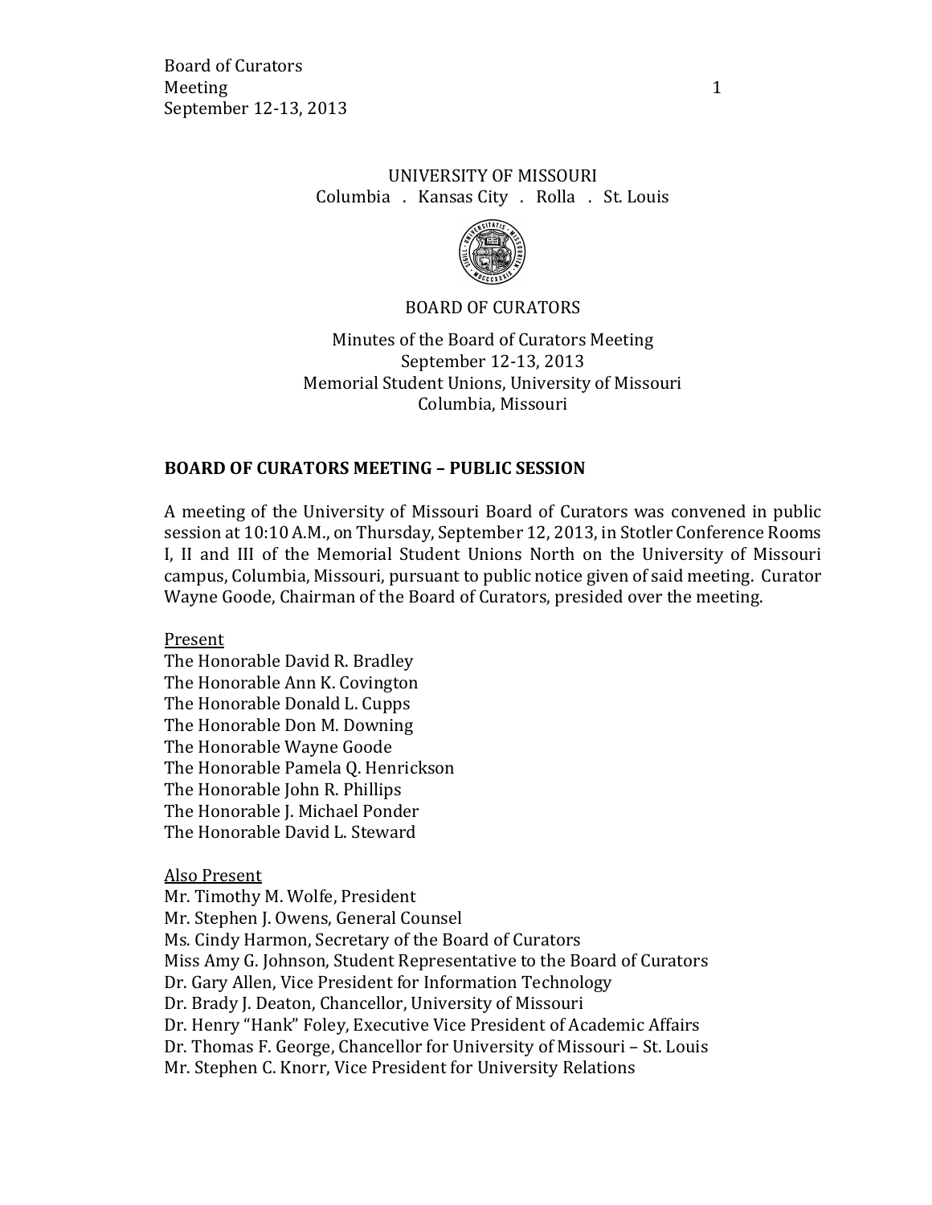UNIVERSITY OF MISSOURI
Columbia . Kansas City . Rolla . St. Louis

BOARD OF CURATORS

Minutes of the Board of Curators Meeting
September 12-13, 2013
Memorial Student Unions, University of Missouri
Columbia, Missouri

## BOARD OF CURATORS MEETING – PUBLIC SESSION

A meeting of the University of Missouri Board of Curators was convened in public session at 10:10 A.M., on Thursday, September 12, 2013, in Stotler Conference Rooms I, II and III of the Memorial Student Unions North on the University of Missouri campus, Columbia, Missouri, pursuant to public notice given of said meeting. Curator Wayne Goode, Chairman of the Board of Curators, presided over the meeting.

Present
The Honorable David R. Bradley
The Honorable Ann K. Covington
The Honorable Donald L. Cupps
The Honorable Don M. Downing
The Honorable Wayne Goode
The Honorable Pamela Q. Henrickson
The Honorable John R. Phillips
The Honorable J. Michael Ponder
The Honorable David L. Steward

Also Present
Mr. Timothy M. Wolfe, President
Mr. Stephen J. Owens, General Counsel
Ms. Cindy Harmon, Secretary of the Board of Curators
Miss Amy G. Johnson, Student Representative to the Board of Curators
Dr. Gary Allen, Vice President for Information Technology
Dr. Brady J. Deaton, Chancellor, University of Missouri
Dr. Henry "Hank" Foley, Executive Vice President of Academic Affairs
Dr. Thomas F. George, Chancellor for University of Missouri – St. Louis
Mr. Stephen C. Knorr, Vice President for University Relations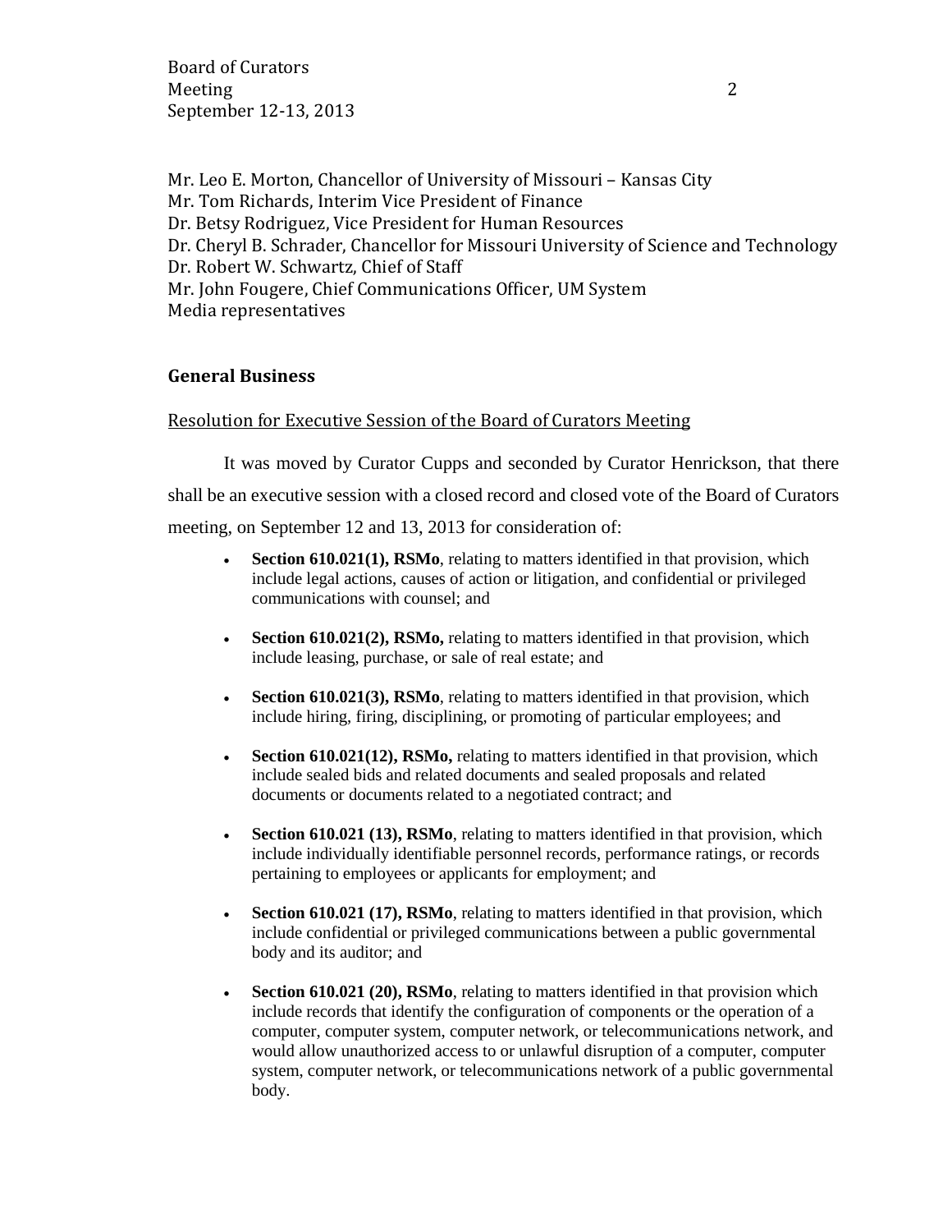Mr. Leo E. Morton, Chancellor of University of Missouri – Kansas City
Mr. Tom Richards, Interim Vice President of Finance
Dr. Betsy Rodriguez, Vice President for Human Resources
Dr. Cheryl B. Schrader, Chancellor for Missouri University of Science and Technology
Dr. Robert W. Schwartz, Chief of Staff
Mr. John Fougere, Chief Communications Officer, UM System
Media representatives

## General Business

Resolution for Executive Session of the Board of Curators Meeting

It was moved by Curator Cupps and seconded by Curator Henrickson, that there shall be an executive session with a closed record and closed vote of the Board of Curators meeting, on September 12 and 13, 2013 for consideration of:

- **Section 610.021(1), RSMo**, relating to matters identified in that provision, which include legal actions, causes of action or litigation, and confidential or privileged communications with counsel; and
- **Section 610.021(2), RSMo,** relating to matters identified in that provision, which include leasing, purchase, or sale of real estate; and
- **Section 610.021(3), RSMo**, relating to matters identified in that provision, which include hiring, firing, disciplining, or promoting of particular employees; and
- **Section 610.021(12), RSMo,** relating to matters identified in that provision, which include sealed bids and related documents and sealed proposals and related documents or documents related to a negotiated contract; and
- **Section 610.021 (13), RSMo**, relating to matters identified in that provision, which include individually identifiable personnel records, performance ratings, or records pertaining to employees or applicants for employment; and
- **Section 610.021 (17), RSMo**, relating to matters identified in that provision, which include confidential or privileged communications between a public governmental body and its auditor; and
- **Section 610.021 (20), RSMo**, relating to matters identified in that provision which include records that identify the configuration of components or the operation of a computer, computer system, computer network, or telecommunications network, and would allow unauthorized access to or unlawful disruption of a computer, computer system, computer network, or telecommunications network of a public governmental body.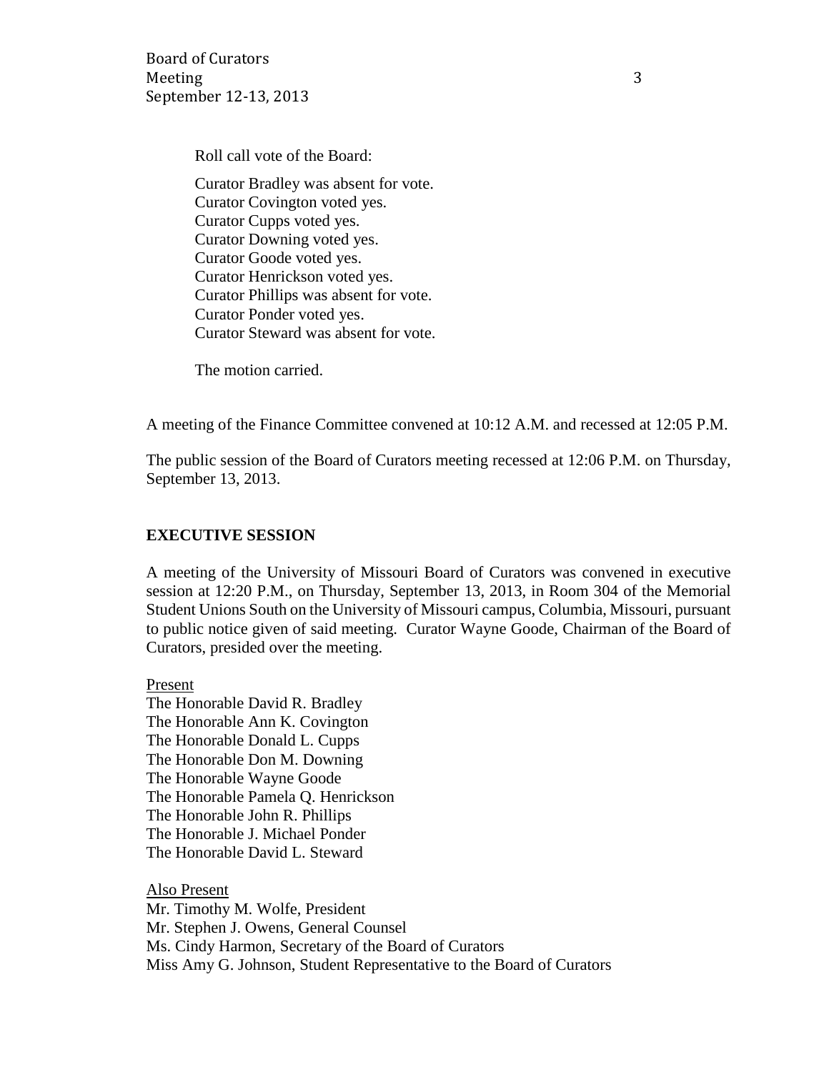Roll call vote of the Board:

Curator Bradley was absent for vote.
Curator Covington voted yes.
Curator Cupps voted yes.
Curator Downing voted yes.
Curator Goode voted yes.
Curator Henrickson voted yes.
Curator Phillips was absent for vote.
Curator Ponder voted yes.
Curator Steward was absent for vote.

The motion carried.

A meeting of the Finance Committee convened at 10:12 A.M. and recessed at 12:05 P.M.

The public session of the Board of Curators meeting recessed at 12:06 P.M. on Thursday, September 13, 2013.

## EXECUTIVE SESSION

A meeting of the University of Missouri Board of Curators was convened in executive session at 12:20 P.M., on Thursday, September 13, 2013, in Room 304 of the Memorial Student Unions South on the University of Missouri campus, Columbia, Missouri, pursuant to public notice given of said meeting. Curator Wayne Goode, Chairman of the Board of Curators, presided over the meeting.

Present
The Honorable David R. Bradley
The Honorable Ann K. Covington
The Honorable Donald L. Cupps
The Honorable Don M. Downing
The Honorable Wayne Goode
The Honorable Pamela Q. Henrickson
The Honorable John R. Phillips
The Honorable J. Michael Ponder
The Honorable David L. Steward

Also Present
Mr. Timothy M. Wolfe, President
Mr. Stephen J. Owens, General Counsel
Ms. Cindy Harmon, Secretary of the Board of Curators
Miss Amy G. Johnson, Student Representative to the Board of Curators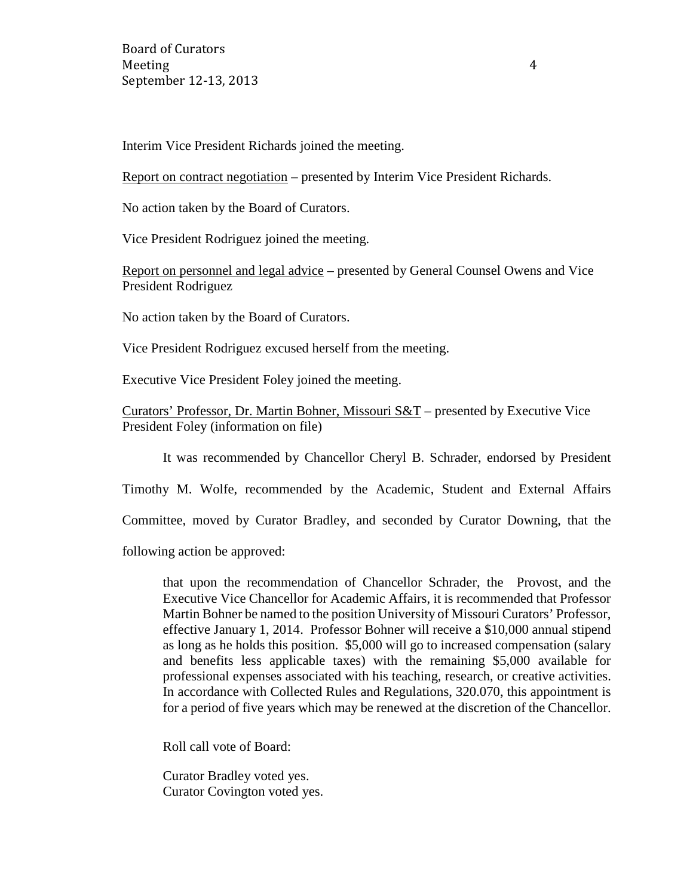Interim Vice President Richards joined the meeting.

Report on contract negotiation – presented by Interim Vice President Richards.

No action taken by the Board of Curators.

Vice President Rodriguez joined the meeting.

Report on personnel and legal advice – presented by General Counsel Owens and Vice President Rodriguez

No action taken by the Board of Curators.

Vice President Rodriguez excused herself from the meeting.

Executive Vice President Foley joined the meeting.

Curators' Professor, Dr. Martin Bohner, Missouri S&T – presented by Executive Vice President Foley (information on file)

It was recommended by Chancellor Cheryl B. Schrader, endorsed by President Timothy M. Wolfe, recommended by the Academic, Student and External Affairs Committee, moved by Curator Bradley, and seconded by Curator Downing, that the following action be approved:

> that upon the recommendation of Chancellor Schrader, the Provost, and the Executive Vice Chancellor for Academic Affairs, it is recommended that Professor Martin Bohner be named to the position University of Missouri Curators' Professor, effective January 1, 2014. Professor Bohner will receive a $10,000 annual stipend as long as he holds this position. $5,000 will go to increased compensation (salary and benefits less applicable taxes) with the remaining $5,000 available for professional expenses associated with his teaching, research, or creative activities. In accordance with Collected Rules and Regulations, 320.070, this appointment is for a period of five years which may be renewed at the discretion of the Chancellor.

Roll call vote of Board:

Curator Bradley voted yes.
Curator Covington voted yes.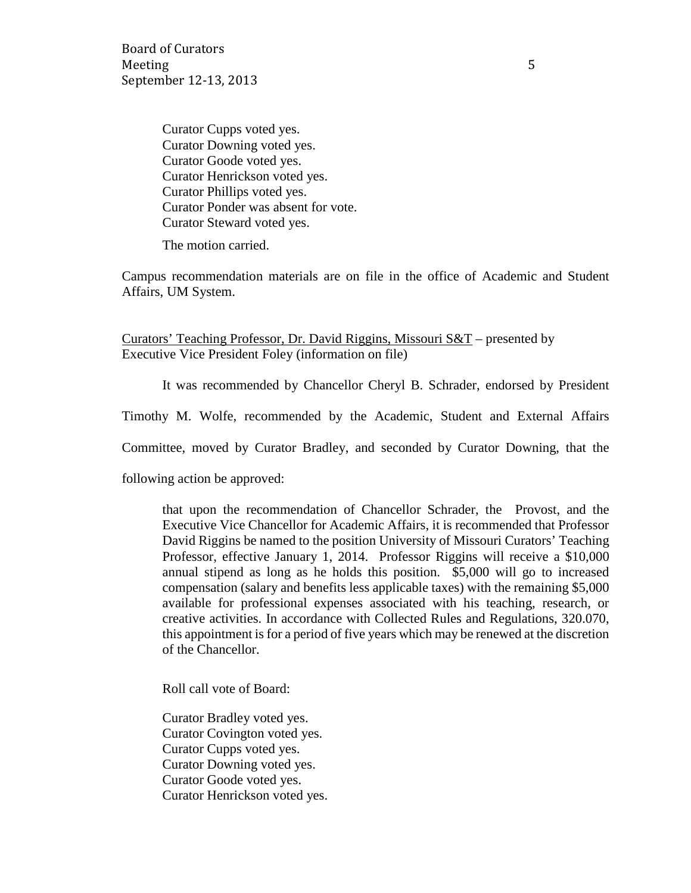Curator Cupps voted yes.
Curator Downing voted yes.
Curator Goode voted yes.
Curator Henrickson voted yes.
Curator Phillips voted yes.
Curator Ponder was absent for vote.
Curator Steward voted yes.

The motion carried.

Campus recommendation materials are on file in the office of Academic and Student Affairs, UM System.

Curators' Teaching Professor, Dr. David Riggins, Missouri S&T – presented by Executive Vice President Foley (information on file)

It was recommended by Chancellor Cheryl B. Schrader, endorsed by President Timothy M. Wolfe, recommended by the Academic, Student and External Affairs Committee, moved by Curator Bradley, and seconded by Curator Downing, that the following action be approved:

> that upon the recommendation of Chancellor Schrader, the Provost, and the Executive Vice Chancellor for Academic Affairs, it is recommended that Professor David Riggins be named to the position University of Missouri Curators' Teaching Professor, effective January 1, 2014. Professor Riggins will receive a $10,000 annual stipend as long as he holds this position. $5,000 will go to increased compensation (salary and benefits less applicable taxes) with the remaining $5,000 available for professional expenses associated with his teaching, research, or creative activities. In accordance with Collected Rules and Regulations, 320.070, this appointment is for a period of five years which may be renewed at the discretion of the Chancellor.

Roll call vote of Board:

Curator Bradley voted yes.
Curator Covington voted yes.
Curator Cupps voted yes.
Curator Downing voted yes.
Curator Goode voted yes.
Curator Henrickson voted yes.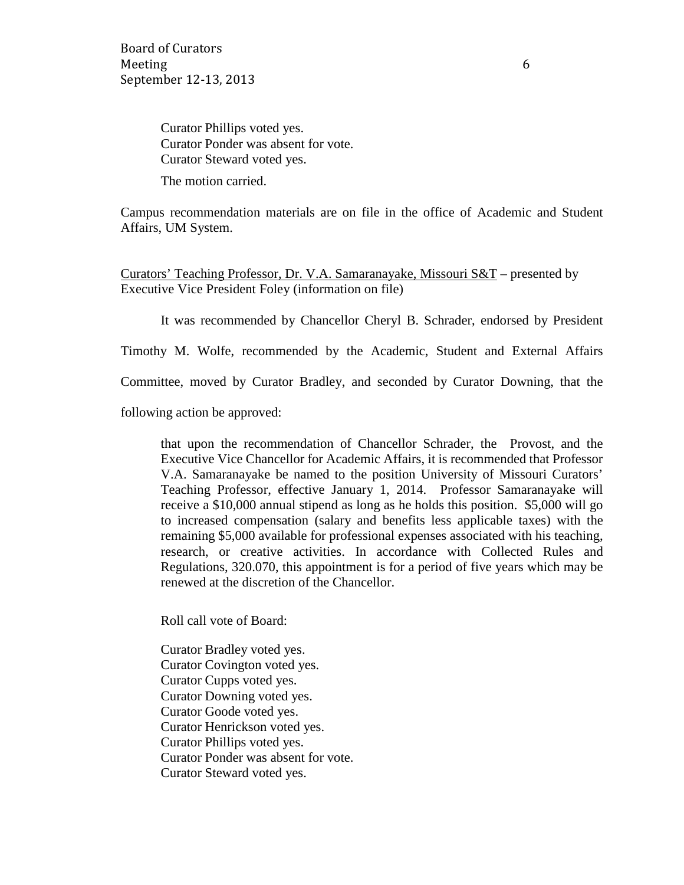Curator Phillips voted yes.
Curator Ponder was absent for vote.
Curator Steward voted yes.

The motion carried.

Campus recommendation materials are on file in the office of Academic and Student Affairs, UM System.

<u>Curators' Teaching Professor, Dr. V.A. Samaranayake, Missouri S&T</u> – presented by Executive Vice President Foley (information on file)

It was recommended by Chancellor Cheryl B. Schrader, endorsed by President Timothy M. Wolfe, recommended by the Academic, Student and External Affairs Committee, moved by Curator Bradley, and seconded by Curator Downing, that the following action be approved:

> that upon the recommendation of Chancellor Schrader, the Provost, and the Executive Vice Chancellor for Academic Affairs, it is recommended that Professor V.A. Samaranayake be named to the position University of Missouri Curators' Teaching Professor, effective January 1, 2014. Professor Samaranayake will receive a $10,000 annual stipend as long as he holds this position. $5,000 will go to increased compensation (salary and benefits less applicable taxes) with the remaining $5,000 available for professional expenses associated with his teaching, research, or creative activities. In accordance with Collected Rules and Regulations, 320.070, this appointment is for a period of five years which may be renewed at the discretion of the Chancellor.

Roll call vote of Board:

Curator Bradley voted yes.
Curator Covington voted yes.
Curator Cupps voted yes.
Curator Downing voted yes.
Curator Goode voted yes.
Curator Henrickson voted yes.
Curator Phillips voted yes.
Curator Ponder was absent for vote.
Curator Steward voted yes.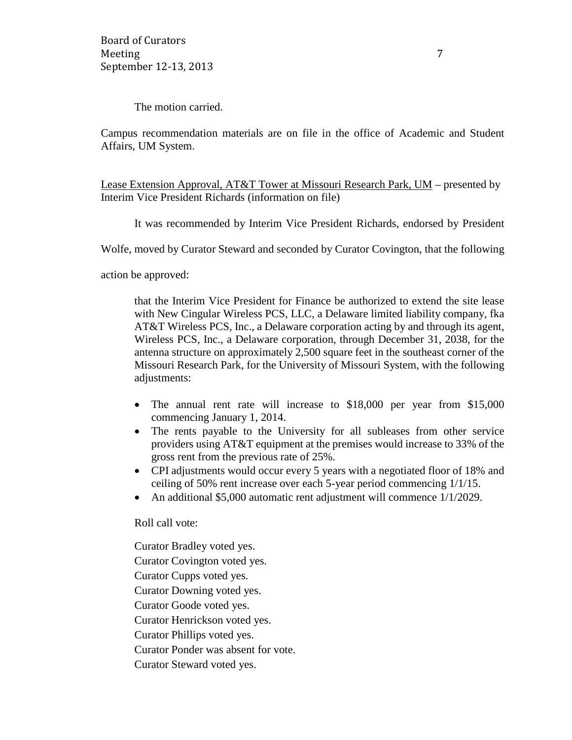The motion carried.

Campus recommendation materials are on file in the office of Academic and Student Affairs, UM System.

Lease Extension Approval, AT&T Tower at Missouri Research Park, UM – presented by Interim Vice President Richards (information on file)

It was recommended by Interim Vice President Richards, endorsed by President Wolfe, moved by Curator Steward and seconded by Curator Covington, that the following action be approved:

> that the Interim Vice President for Finance be authorized to extend the site lease with New Cingular Wireless PCS, LLC, a Delaware limited liability company, fka AT&T Wireless PCS, Inc., a Delaware corporation acting by and through its agent, Wireless PCS, Inc., a Delaware corporation, through December 31, 2038, for the antenna structure on approximately 2,500 square feet in the southeast corner of the Missouri Research Park, for the University of Missouri System, with the following adjustments:
>
> - The annual rent rate will increase to $18,000 per year from $15,000 commencing January 1, 2014.
> - The rents payable to the University for all subleases from other service providers using AT&T equipment at the premises would increase to 33% of the gross rent from the previous rate of 25%.
> - CPI adjustments would occur every 5 years with a negotiated floor of 18% and ceiling of 50% rent increase over each 5-year period commencing 1/1/15.
> - An additional $5,000 automatic rent adjustment will commence 1/1/2029.

Roll call vote:

Curator Bradley voted yes.
Curator Covington voted yes.
Curator Cupps voted yes.
Curator Downing voted yes.
Curator Goode voted yes.
Curator Henrickson voted yes.
Curator Phillips voted yes.
Curator Ponder was absent for vote.
Curator Steward voted yes.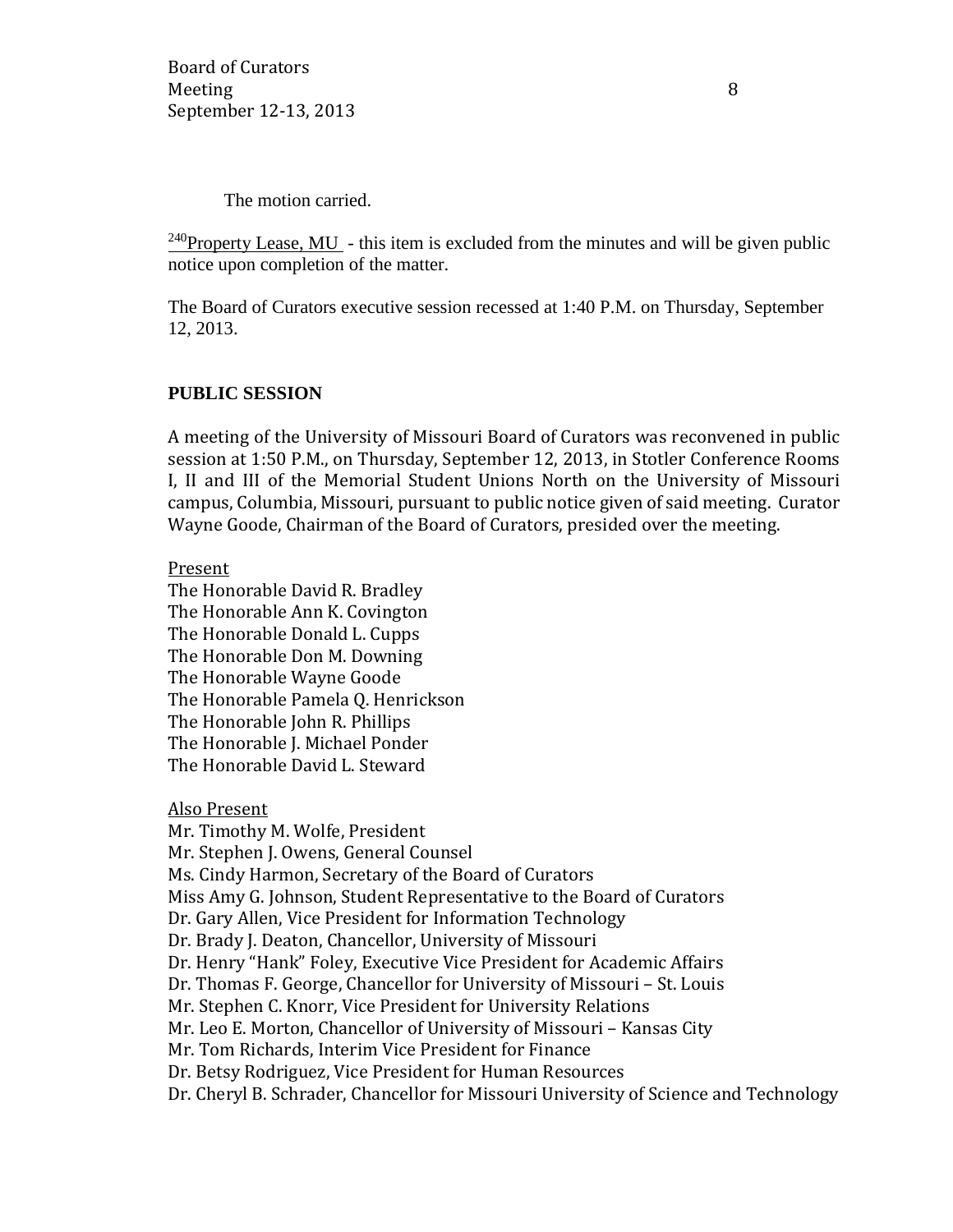The motion carried.

[240]Property Lease, MU - this item is excluded from the minutes and will be given public notice upon completion of the matter.

The Board of Curators executive session recessed at 1:40 P.M. on Thursday, September 12, 2013.

**PUBLIC SESSION**

A meeting of the University of Missouri Board of Curators was reconvened in public session at 1:50 P.M., on Thursday, September 12, 2013, in Stotler Conference Rooms I, II and III of the Memorial Student Unions North on the University of Missouri campus, Columbia, Missouri, pursuant to public notice given of said meeting. Curator Wayne Goode, Chairman of the Board of Curators, presided over the meeting.

Present
The Honorable David R. Bradley
The Honorable Ann K. Covington
The Honorable Donald L. Cupps
The Honorable Don M. Downing
The Honorable Wayne Goode
The Honorable Pamela Q. Henrickson
The Honorable John R. Phillips
The Honorable J. Michael Ponder
The Honorable David L. Steward

Also Present
Mr. Timothy M. Wolfe, President
Mr. Stephen J. Owens, General Counsel
Ms. Cindy Harmon, Secretary of the Board of Curators
Miss Amy G. Johnson, Student Representative to the Board of Curators
Dr. Gary Allen, Vice President for Information Technology
Dr. Brady J. Deaton, Chancellor, University of Missouri
Dr. Henry "Hank" Foley, Executive Vice President for Academic Affairs
Dr. Thomas F. George, Chancellor for University of Missouri – St. Louis
Mr. Stephen C. Knorr, Vice President for University Relations
Mr. Leo E. Morton, Chancellor of University of Missouri – Kansas City
Mr. Tom Richards, Interim Vice President for Finance
Dr. Betsy Rodriguez, Vice President for Human Resources
Dr. Cheryl B. Schrader, Chancellor for Missouri University of Science and Technology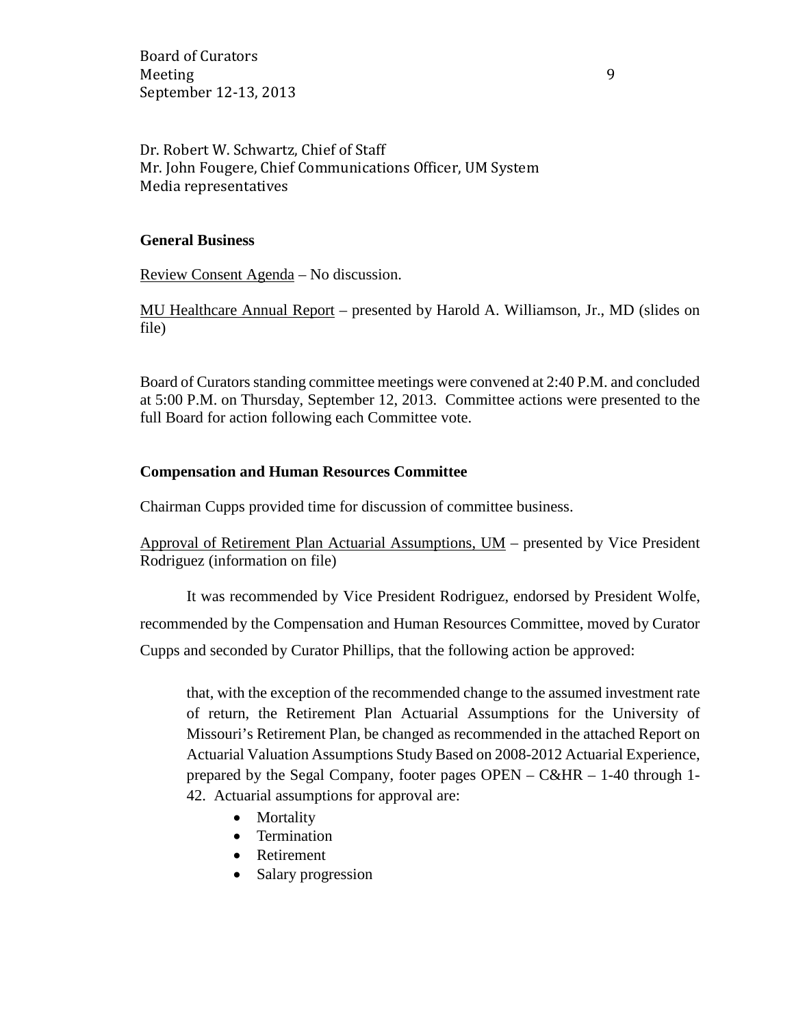Dr. Robert W. Schwartz, Chief of Staff
Mr. John Fougere, Chief Communications Officer, UM System
Media representatives

**General Business**

Review Consent Agenda – No discussion.

MU Healthcare Annual Report – presented by Harold A. Williamson, Jr., MD (slides on file)

Board of Curators standing committee meetings were convened at 2:40 P.M. and concluded at 5:00 P.M. on Thursday, September 12, 2013. Committee actions were presented to the full Board for action following each Committee vote.

**Compensation and Human Resources Committee**

Chairman Cupps provided time for discussion of committee business.

Approval of Retirement Plan Actuarial Assumptions, UM – presented by Vice President Rodriguez (information on file)

It was recommended by Vice President Rodriguez, endorsed by President Wolfe, recommended by the Compensation and Human Resources Committee, moved by Curator Cupps and seconded by Curator Phillips, that the following action be approved:

> that, with the exception of the recommended change to the assumed investment rate of return, the Retirement Plan Actuarial Assumptions for the University of Missouri's Retirement Plan, be changed as recommended in the attached Report on Actuarial Valuation Assumptions Study Based on 2008-2012 Actuarial Experience, prepared by the Segal Company, footer pages OPEN – C&HR – 1-40 through 1-42. Actuarial assumptions for approval are:
>
> - Mortality
> - Termination
> - Retirement
> - Salary progression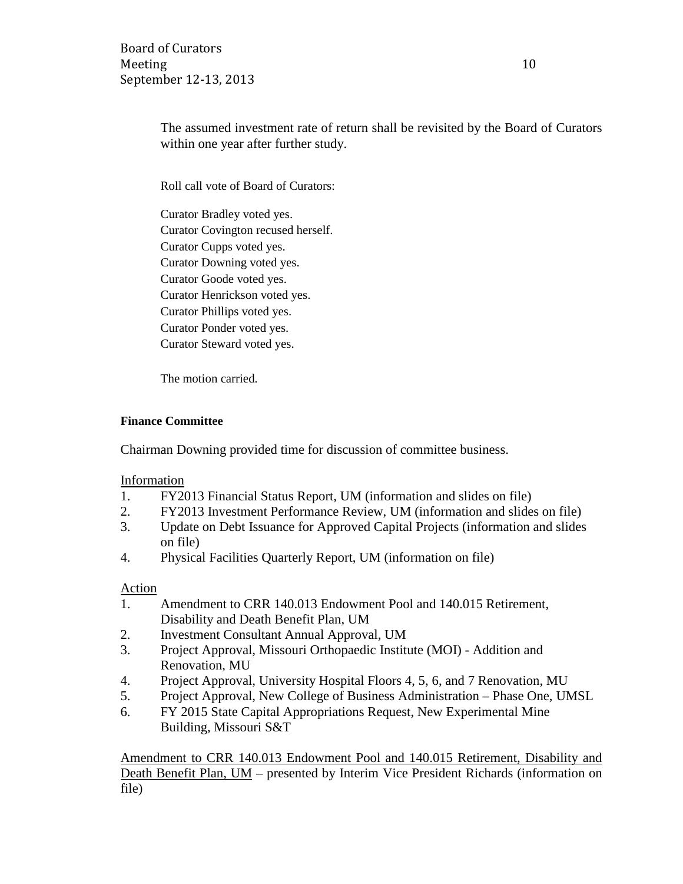The assumed investment rate of return shall be revisited by the Board of Curators within one year after further study.

Roll call vote of Board of Curators:

Curator Bradley voted yes.
Curator Covington recused herself.
Curator Cupps voted yes.
Curator Downing voted yes.
Curator Goode voted yes.
Curator Henrickson voted yes.
Curator Phillips voted yes.
Curator Ponder voted yes.
Curator Steward voted yes.

The motion carried.

**Finance Committee**

Chairman Downing provided time for discussion of committee business.

Information

1. FY2013 Financial Status Report, UM (information and slides on file)
2. FY2013 Investment Performance Review, UM (information and slides on file)
3. Update on Debt Issuance for Approved Capital Projects (information and slides on file)
4. Physical Facilities Quarterly Report, UM (information on file)

Action

1. Amendment to CRR 140.013 Endowment Pool and 140.015 Retirement, Disability and Death Benefit Plan, UM
2. Investment Consultant Annual Approval, UM
3. Project Approval, Missouri Orthopaedic Institute (MOI) - Addition and Renovation, MU
4. Project Approval, University Hospital Floors 4, 5, 6, and 7 Renovation, MU
5. Project Approval, New College of Business Administration – Phase One, UMSL
6. FY 2015 State Capital Appropriations Request, New Experimental Mine Building, Missouri S&T

Amendment to CRR 140.013 Endowment Pool and 140.015 Retirement, Disability and Death Benefit Plan, UM – presented by Interim Vice President Richards (information on file)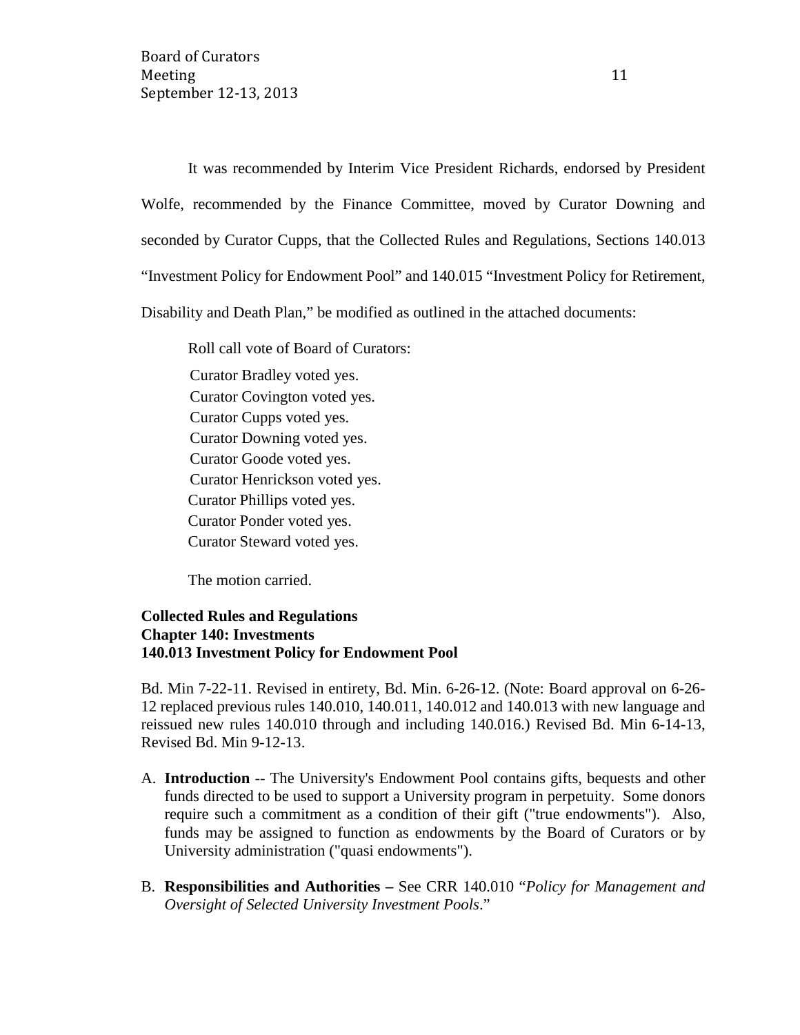It was recommended by Interim Vice President Richards, endorsed by President Wolfe, recommended by the Finance Committee, moved by Curator Downing and seconded by Curator Cupps, that the Collected Rules and Regulations, Sections 140.013 "Investment Policy for Endowment Pool" and 140.015 "Investment Policy for Retirement, Disability and Death Plan," be modified as outlined in the attached documents:

Roll call vote of Board of Curators:

Curator Bradley voted yes.
Curator Covington voted yes.
Curator Cupps voted yes.
Curator Downing voted yes.
Curator Goode voted yes.
Curator Henrickson voted yes.
Curator Phillips voted yes.
Curator Ponder voted yes.
Curator Steward voted yes.

The motion carried.

**Collected Rules and Regulations**
**Chapter 140: Investments**
**140.013 Investment Policy for Endowment Pool**

Bd. Min 7-22-11. Revised in entirety, Bd. Min. 6-26-12. (Note: Board approval on 6-26-12 replaced previous rules 140.010, 140.011, 140.012 and 140.013 with new language and reissued new rules 140.010 through and including 140.016.) Revised Bd. Min 6-14-13, Revised Bd. Min 9-12-13.

A. **Introduction** -- The University's Endowment Pool contains gifts, bequests and other funds directed to be used to support a University program in perpetuity. Some donors require such a commitment as a condition of their gift ("true endowments"). Also, funds may be assigned to function as endowments by the Board of Curators or by University administration ("quasi endowments").

B. **Responsibilities and Authorities –** See CRR 140.010 "*Policy for Management and Oversight of Selected University Investment Pools*."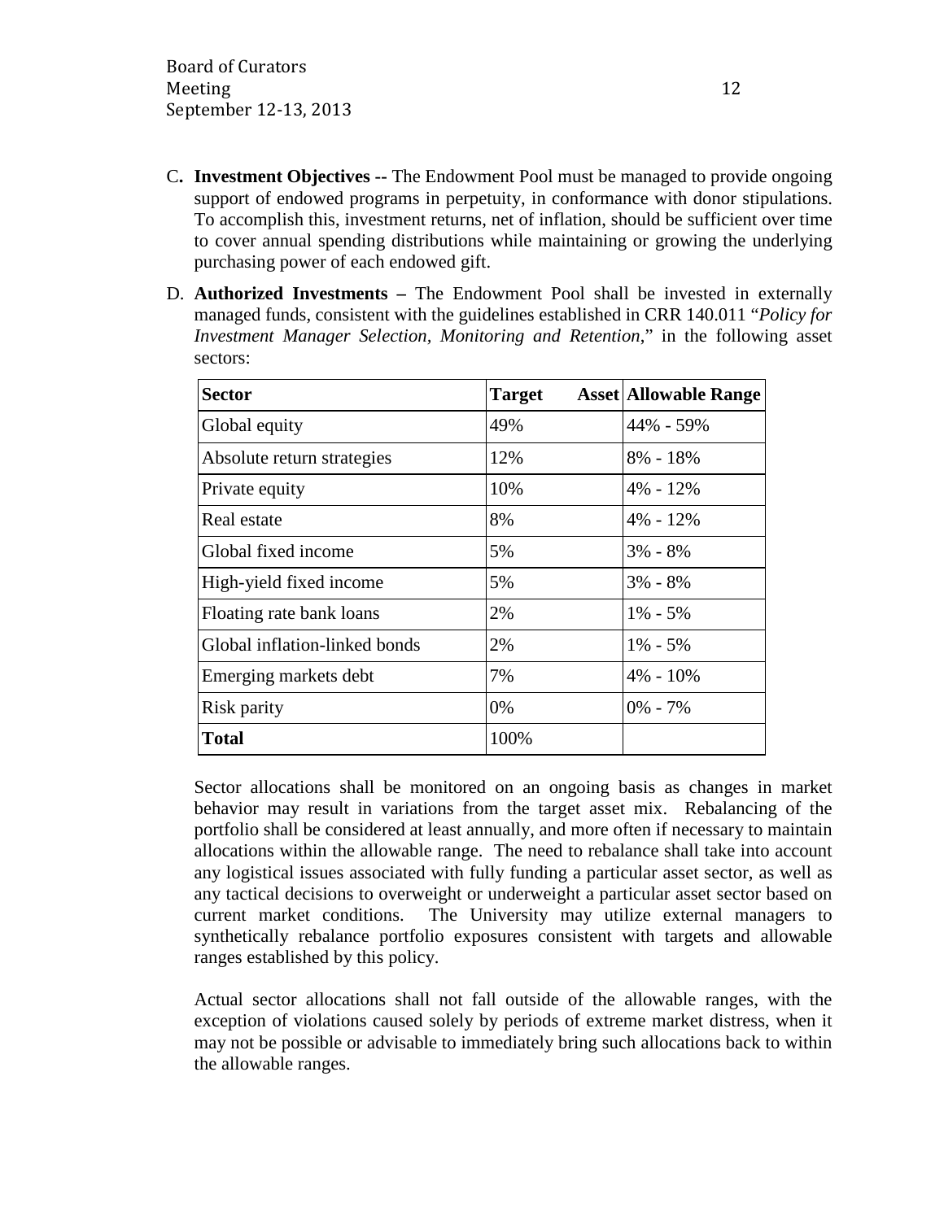C. **Investment Objectives --** The Endowment Pool must be managed to provide ongoing support of endowed programs in perpetuity, in conformance with donor stipulations. To accomplish this, investment returns, net of inflation, should be sufficient over time to cover annual spending distributions while maintaining or growing the underlying purchasing power of each endowed gift.

D. **Authorized Investments –** The Endowment Pool shall be invested in externally managed funds, consistent with the guidelines established in CRR 140.011 "*Policy for Investment Manager Selection, Monitoring and Retention*," in the following asset sectors:

| **Sector** | **Target Asset** | **Allowable Range** |
|---|---|---|
| Global equity | 49% | 44% - 59% |
| Absolute return strategies | 12% | 8% - 18% |
| Private equity | 10% | 4% - 12% |
| Real estate | 8% | 4% - 12% |
| Global fixed income | 5% | 3% - 8% |
| High-yield fixed income | 5% | 3% - 8% |
| Floating rate bank loans | 2% | 1% - 5% |
| Global inflation-linked bonds | 2% | 1% - 5% |
| Emerging markets debt | 7% | 4% - 10% |
| Risk parity | 0% | 0% - 7% |
| **Total** | 100% | |

Sector allocations shall be monitored on an ongoing basis as changes in market behavior may result in variations from the target asset mix. Rebalancing of the portfolio shall be considered at least annually, and more often if necessary to maintain allocations within the allowable range. The need to rebalance shall take into account any logistical issues associated with fully funding a particular asset sector, as well as any tactical decisions to overweight or underweight a particular asset sector based on current market conditions. The University may utilize external managers to synthetically rebalance portfolio exposures consistent with targets and allowable ranges established by this policy.

Actual sector allocations shall not fall outside of the allowable ranges, with the exception of violations caused solely by periods of extreme market distress, when it may not be possible or advisable to immediately bring such allocations back to within the allowable ranges.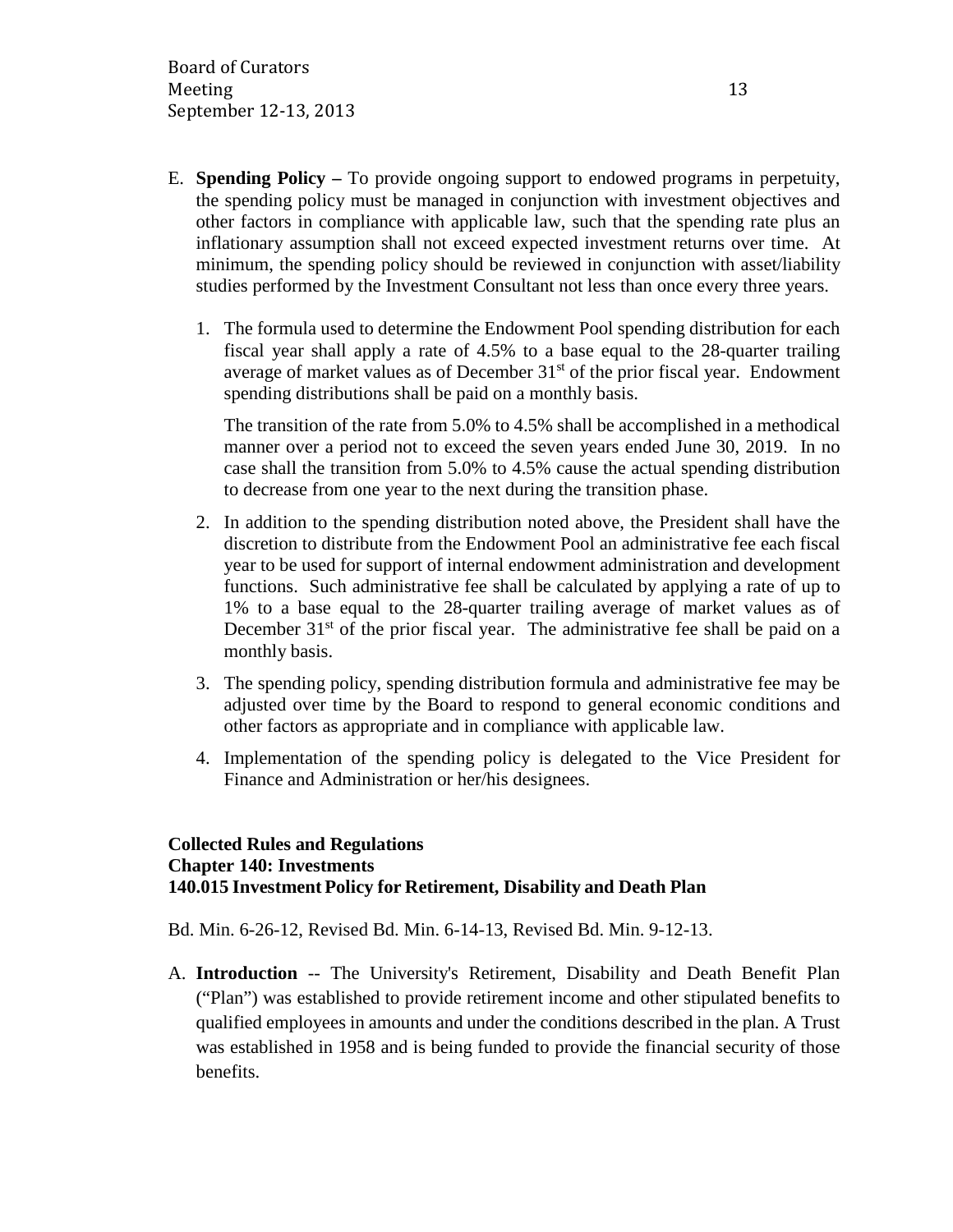E. **Spending Policy –** To provide ongoing support to endowed programs in perpetuity, the spending policy must be managed in conjunction with investment objectives and other factors in compliance with applicable law, such that the spending rate plus an inflationary assumption shall not exceed expected investment returns over time. At minimum, the spending policy should be reviewed in conjunction with asset/liability studies performed by the Investment Consultant not less than once every three years.

   1. The formula used to determine the Endowment Pool spending distribution for each fiscal year shall apply a rate of 4.5% to a base equal to the 28-quarter trailing average of market values as of December 31st of the prior fiscal year. Endowment spending distributions shall be paid on a monthly basis.

      The transition of the rate from 5.0% to 4.5% shall be accomplished in a methodical manner over a period not to exceed the seven years ended June 30, 2019. In no case shall the transition from 5.0% to 4.5% cause the actual spending distribution to decrease from one year to the next during the transition phase.

   2. In addition to the spending distribution noted above, the President shall have the discretion to distribute from the Endowment Pool an administrative fee each fiscal year to be used for support of internal endowment administration and development functions. Such administrative fee shall be calculated by applying a rate of up to 1% to a base equal to the 28-quarter trailing average of market values as of December 31st of the prior fiscal year. The administrative fee shall be paid on a monthly basis.

   3. The spending policy, spending distribution formula and administrative fee may be adjusted over time by the Board to respond to general economic conditions and other factors as appropriate and in compliance with applicable law.

   4. Implementation of the spending policy is delegated to the Vice President for Finance and Administration or her/his designees.

**Collected Rules and Regulations**
**Chapter 140: Investments**
**140.015 Investment Policy for Retirement, Disability and Death Plan**

Bd. Min. 6-26-12, Revised Bd. Min. 6-14-13, Revised Bd. Min. 9-12-13.

A. **Introduction** -- The University's Retirement, Disability and Death Benefit Plan ("Plan") was established to provide retirement income and other stipulated benefits to qualified employees in amounts and under the conditions described in the plan. A Trust was established in 1958 and is being funded to provide the financial security of those benefits.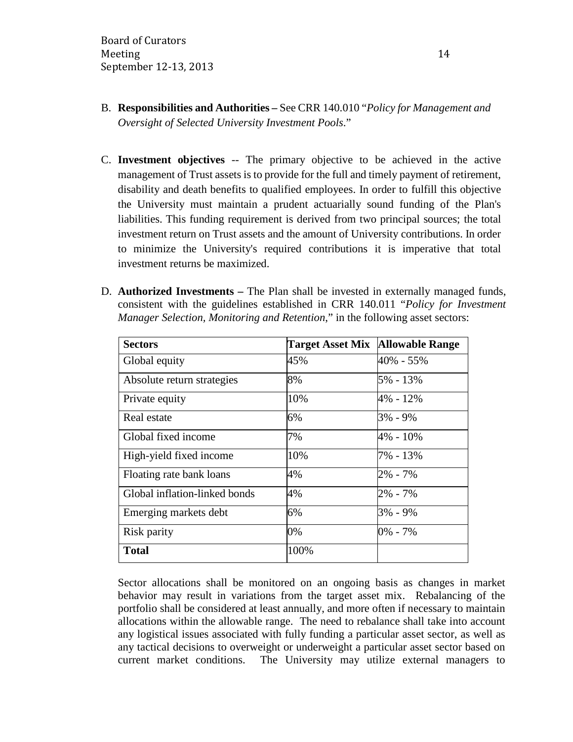B. **Responsibilities and Authorities –** See CRR 140.010 "*Policy for Management and Oversight of Selected University Investment Pools*."

C. **Investment objectives** -- The primary objective to be achieved in the active management of Trust assets is to provide for the full and timely payment of retirement, disability and death benefits to qualified employees. In order to fulfill this objective the University must maintain a prudent actuarially sound funding of the Plan's liabilities. This funding requirement is derived from two principal sources; the total investment return on Trust assets and the amount of University contributions. In order to minimize the University's required contributions it is imperative that total investment returns be maximized.

D. **Authorized Investments –** The Plan shall be invested in externally managed funds, consistent with the guidelines established in CRR 140.011 "*Policy for Investment Manager Selection, Monitoring and Retention*," in the following asset sectors:

| **Sectors** | **Target Asset Mix** | **Allowable Range** |
|---|---|---|
| Global equity | 45% | 40% - 55% |
| Absolute return strategies | 8% | 5% - 13% |
| Private equity | 10% | 4% - 12% |
| Real estate | 6% | 3% - 9% |
| Global fixed income | 7% | 4% - 10% |
| High-yield fixed income | 10% | 7% - 13% |
| Floating rate bank loans | 4% | 2% - 7% |
| Global inflation-linked bonds | 4% | 2% - 7% |
| Emerging markets debt | 6% | 3% - 9% |
| Risk parity | 0% | 0% - 7% |
| **Total** | 100% | |

Sector allocations shall be monitored on an ongoing basis as changes in market behavior may result in variations from the target asset mix. Rebalancing of the portfolio shall be considered at least annually, and more often if necessary to maintain allocations within the allowable range. The need to rebalance shall take into account any logistical issues associated with fully funding a particular asset sector, as well as any tactical decisions to overweight or underweight a particular asset sector based on current market conditions. The University may utilize external managers to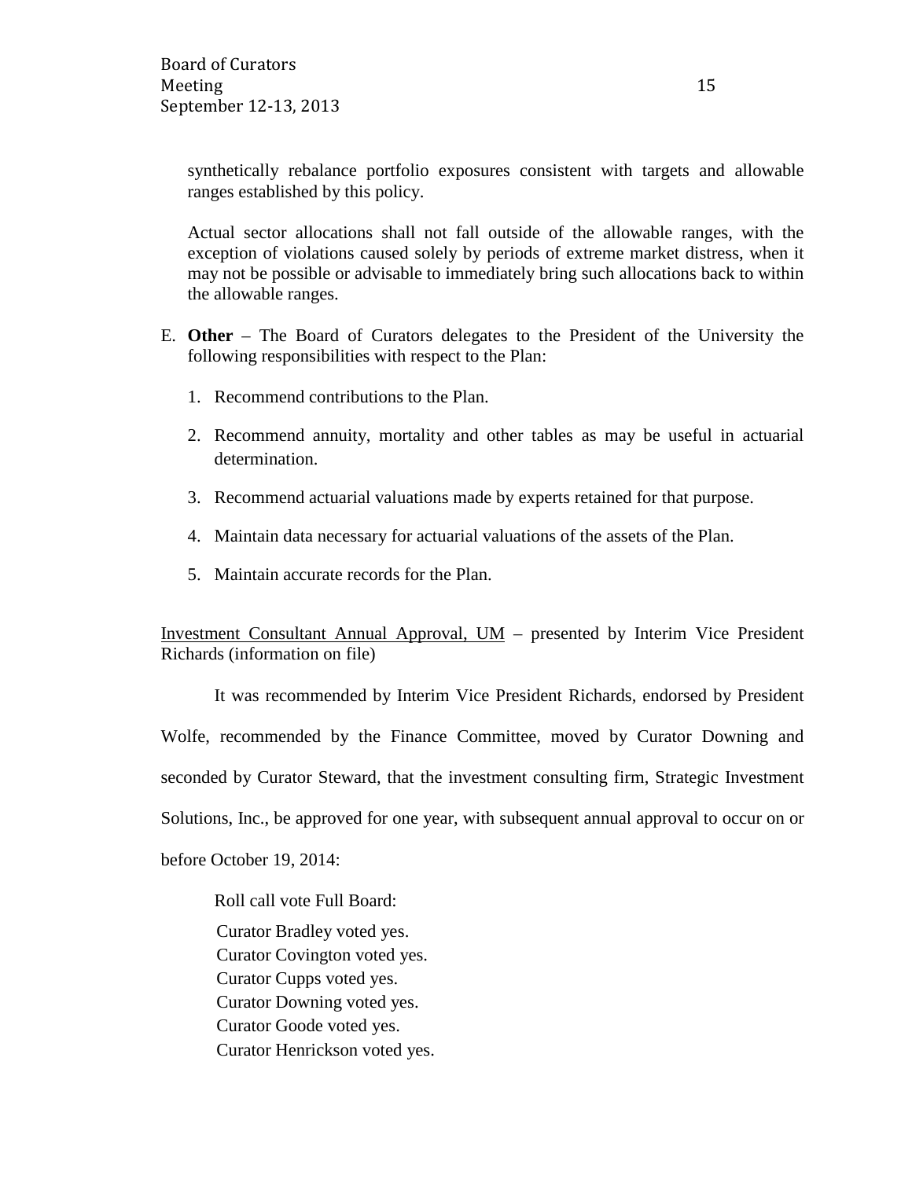synthetically rebalance portfolio exposures consistent with targets and allowable ranges established by this policy.

Actual sector allocations shall not fall outside of the allowable ranges, with the exception of violations caused solely by periods of extreme market distress, when it may not be possible or advisable to immediately bring such allocations back to within the allowable ranges.

E. **Other** – The Board of Curators delegates to the President of the University the following responsibilities with respect to the Plan:

   1. Recommend contributions to the Plan.
   2. Recommend annuity, mortality and other tables as may be useful in actuarial determination.
   3. Recommend actuarial valuations made by experts retained for that purpose.
   4. Maintain data necessary for actuarial valuations of the assets of the Plan.
   5. Maintain accurate records for the Plan.

<u>Investment Consultant Annual Approval, UM</u> – presented by Interim Vice President Richards (information on file)

It was recommended by Interim Vice President Richards, endorsed by President Wolfe, recommended by the Finance Committee, moved by Curator Downing and seconded by Curator Steward, that the investment consulting firm, Strategic Investment Solutions, Inc., be approved for one year, with subsequent annual approval to occur on or before October 19, 2014:

Roll call vote Full Board:

Curator Bradley voted yes.
Curator Covington voted yes.
Curator Cupps voted yes.
Curator Downing voted yes.
Curator Goode voted yes.
Curator Henrickson voted yes.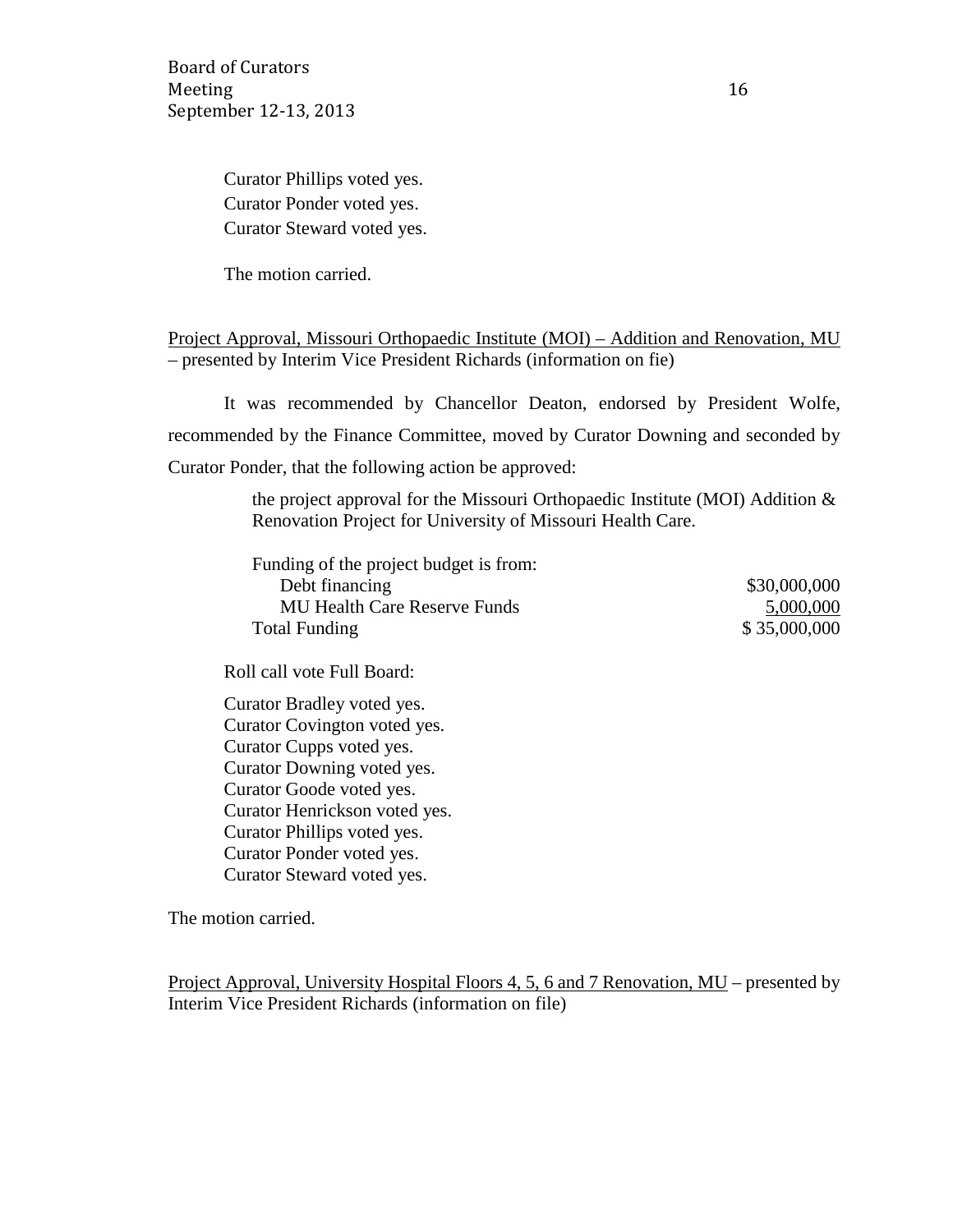Curator Phillips voted yes.
Curator Ponder voted yes.
Curator Steward voted yes.

The motion carried.

Project Approval, Missouri Orthopaedic Institute (MOI) – Addition and Renovation, MU – presented by Interim Vice President Richards (information on fie)

It was recommended by Chancellor Deaton, endorsed by President Wolfe, recommended by the Finance Committee, moved by Curator Downing and seconded by Curator Ponder, that the following action be approved:

> the project approval for the Missouri Orthopaedic Institute (MOI) Addition & Renovation Project for University of Missouri Health Care.
>
> | Funding of the project budget is from: | |
> |---|---|
> | Debt financing | $30,000,000 |
> | MU Health Care Reserve Funds | 5,000,000 |
> | Total Funding | $ 35,000,000 |

Roll call vote Full Board:

Curator Bradley voted yes.
Curator Covington voted yes.
Curator Cupps voted yes.
Curator Downing voted yes.
Curator Goode voted yes.
Curator Henrickson voted yes.
Curator Phillips voted yes.
Curator Ponder voted yes.
Curator Steward voted yes.

The motion carried.

Project Approval, University Hospital Floors 4, 5, 6 and 7 Renovation, MU – presented by Interim Vice President Richards (information on file)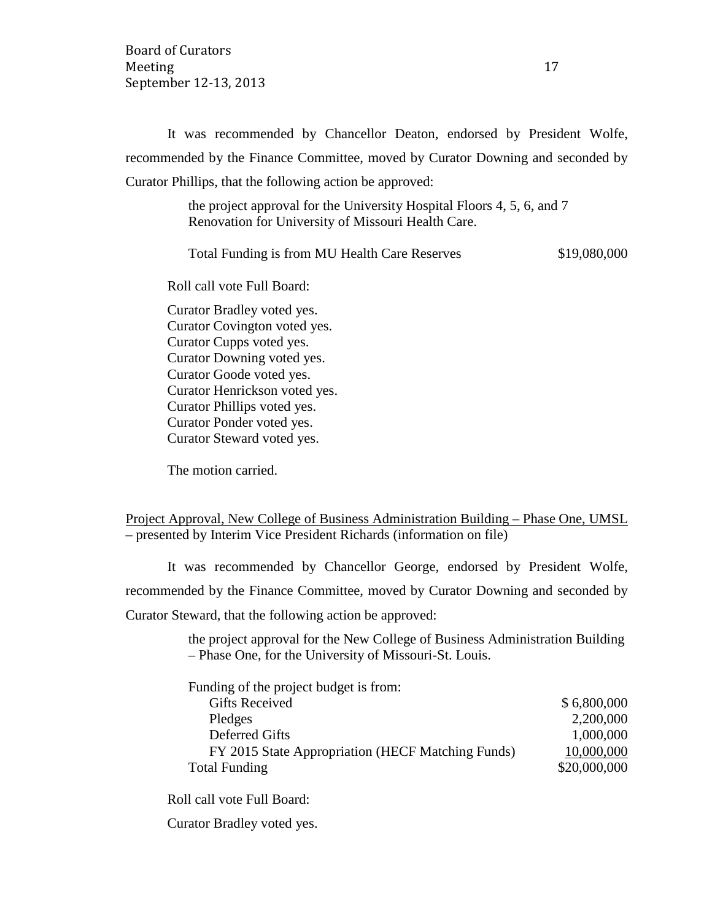It was recommended by Chancellor Deaton, endorsed by President Wolfe, recommended by the Finance Committee, moved by Curator Downing and seconded by Curator Phillips, that the following action be approved:

> the project approval for the University Hospital Floors 4, 5, 6, and 7 Renovation for University of Missouri Health Care.
>
> Total Funding is from MU Health Care Reserves $19,080,000

Roll call vote Full Board:

Curator Bradley voted yes.
Curator Covington voted yes.
Curator Cupps voted yes.
Curator Downing voted yes.
Curator Goode voted yes.
Curator Henrickson voted yes.
Curator Phillips voted yes.
Curator Ponder voted yes.
Curator Steward voted yes.

The motion carried.

Project Approval, New College of Business Administration Building – Phase One, UMSL – presented by Interim Vice President Richards (information on file)

It was recommended by Chancellor George, endorsed by President Wolfe, recommended by the Finance Committee, moved by Curator Downing and seconded by Curator Steward, that the following action be approved:

> the project approval for the New College of Business Administration Building – Phase One, for the University of Missouri-St. Louis.

| Funding of the project budget is from: | |
|---|---|
| Gifts Received | $ 6,800,000 |
| Pledges | 2,200,000 |
| Deferred Gifts | 1,000,000 |
| FY 2015 State Appropriation (HECF Matching Funds) | 10,000,000 |
| Total Funding | $20,000,000 |

Roll call vote Full Board:

Curator Bradley voted yes.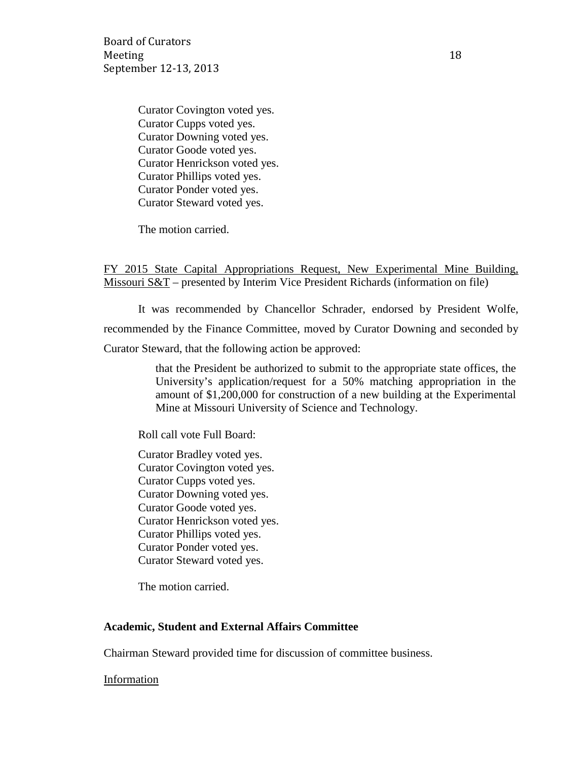Curator Covington voted yes.
Curator Cupps voted yes.
Curator Downing voted yes.
Curator Goode voted yes.
Curator Henrickson voted yes.
Curator Phillips voted yes.
Curator Ponder voted yes.
Curator Steward voted yes.

The motion carried.

FY 2015 State Capital Appropriations Request, New Experimental Mine Building, Missouri S&T – presented by Interim Vice President Richards (information on file)

It was recommended by Chancellor Schrader, endorsed by President Wolfe, recommended by the Finance Committee, moved by Curator Downing and seconded by Curator Steward, that the following action be approved:

> that the President be authorized to submit to the appropriate state offices, the University's application/request for a 50% matching appropriation in the amount of $1,200,000 for construction of a new building at the Experimental Mine at Missouri University of Science and Technology.

Roll call vote Full Board:

Curator Bradley voted yes.
Curator Covington voted yes.
Curator Cupps voted yes.
Curator Downing voted yes.
Curator Goode voted yes.
Curator Henrickson voted yes.
Curator Phillips voted yes.
Curator Ponder voted yes.
Curator Steward voted yes.

The motion carried.

**Academic, Student and External Affairs Committee**

Chairman Steward provided time for discussion of committee business.

Information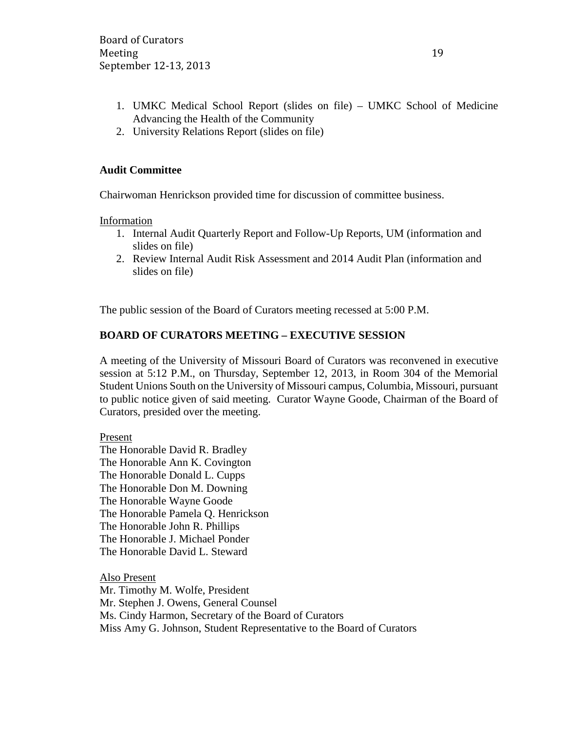1. UMKC Medical School Report (slides on file) – UMKC School of Medicine Advancing the Health of the Community
2. University Relations Report (slides on file)

**Audit Committee**

Chairwoman Henrickson provided time for discussion of committee business.

Information

1. Internal Audit Quarterly Report and Follow-Up Reports, UM (information and slides on file)
2. Review Internal Audit Risk Assessment and 2014 Audit Plan (information and slides on file)

The public session of the Board of Curators meeting recessed at 5:00 P.M.

**BOARD OF CURATORS MEETING – EXECUTIVE SESSION**

A meeting of the University of Missouri Board of Curators was reconvened in executive session at 5:12 P.M., on Thursday, September 12, 2013, in Room 304 of the Memorial Student Unions South on the University of Missouri campus, Columbia, Missouri, pursuant to public notice given of said meeting. Curator Wayne Goode, Chairman of the Board of Curators, presided over the meeting.

Present

The Honorable David R. Bradley
The Honorable Ann K. Covington
The Honorable Donald L. Cupps
The Honorable Don M. Downing
The Honorable Wayne Goode
The Honorable Pamela Q. Henrickson
The Honorable John R. Phillips
The Honorable J. Michael Ponder
The Honorable David L. Steward

Also Present

Mr. Timothy M. Wolfe, President
Mr. Stephen J. Owens, General Counsel
Ms. Cindy Harmon, Secretary of the Board of Curators
Miss Amy G. Johnson, Student Representative to the Board of Curators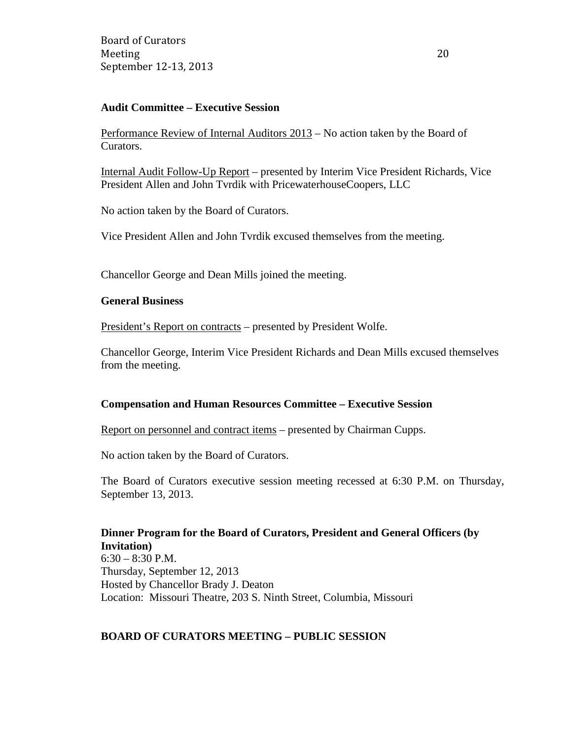**Audit Committee – Executive Session**

Performance Review of Internal Auditors 2013 – No action taken by the Board of Curators.

Internal Audit Follow-Up Report – presented by Interim Vice President Richards, Vice President Allen and John Tvrdik with PricewaterhouseCoopers, LLC

No action taken by the Board of Curators.

Vice President Allen and John Tvrdik excused themselves from the meeting.

Chancellor George and Dean Mills joined the meeting.

**General Business**

President's Report on contracts – presented by President Wolfe.

Chancellor George, Interim Vice President Richards and Dean Mills excused themselves from the meeting.

**Compensation and Human Resources Committee – Executive Session**

Report on personnel and contract items – presented by Chairman Cupps.

No action taken by the Board of Curators.

The Board of Curators executive session meeting recessed at 6:30 P.M. on Thursday, September 13, 2013.

**Dinner Program for the Board of Curators, President and General Officers (by Invitation)**
6:30 – 8:30 P.M.
Thursday, September 12, 2013
Hosted by Chancellor Brady J. Deaton
Location: Missouri Theatre, 203 S. Ninth Street, Columbia, Missouri

**BOARD OF CURATORS MEETING – PUBLIC SESSION**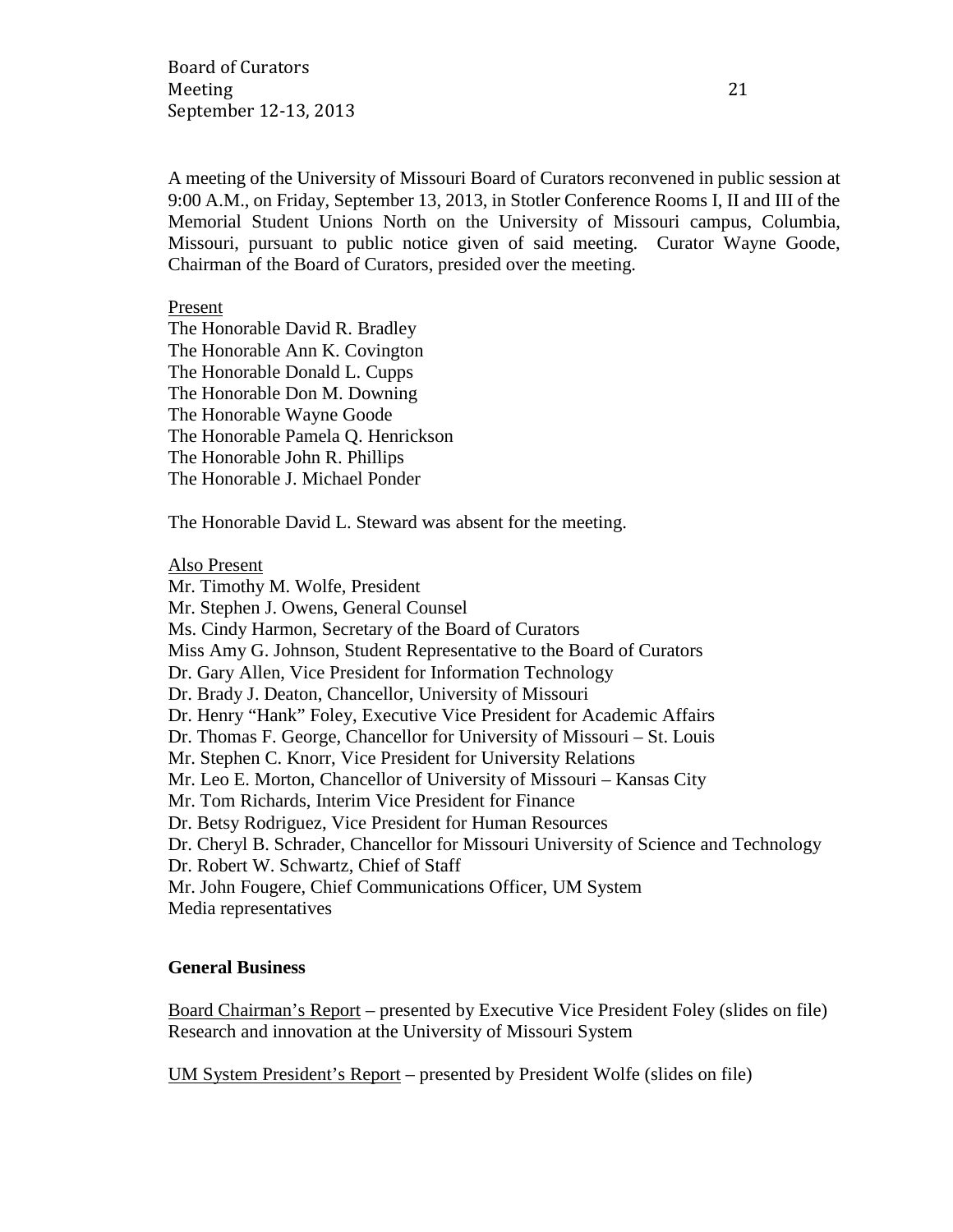A meeting of the University of Missouri Board of Curators reconvened in public session at 9:00 A.M., on Friday, September 13, 2013, in Stotler Conference Rooms I, II and III of the Memorial Student Unions North on the University of Missouri campus, Columbia, Missouri, pursuant to public notice given of said meeting. Curator Wayne Goode, Chairman of the Board of Curators, presided over the meeting.

Present

The Honorable David R. Bradley
The Honorable Ann K. Covington
The Honorable Donald L. Cupps
The Honorable Don M. Downing
The Honorable Wayne Goode
The Honorable Pamela Q. Henrickson
The Honorable John R. Phillips
The Honorable J. Michael Ponder

The Honorable David L. Steward was absent for the meeting.

Also Present

Mr. Timothy M. Wolfe, President
Mr. Stephen J. Owens, General Counsel
Ms. Cindy Harmon, Secretary of the Board of Curators
Miss Amy G. Johnson, Student Representative to the Board of Curators
Dr. Gary Allen, Vice President for Information Technology
Dr. Brady J. Deaton, Chancellor, University of Missouri
Dr. Henry "Hank" Foley, Executive Vice President for Academic Affairs
Dr. Thomas F. George, Chancellor for University of Missouri – St. Louis
Mr. Stephen C. Knorr, Vice President for University Relations
Mr. Leo E. Morton, Chancellor of University of Missouri – Kansas City
Mr. Tom Richards, Interim Vice President for Finance
Dr. Betsy Rodriguez, Vice President for Human Resources
Dr. Cheryl B. Schrader, Chancellor for Missouri University of Science and Technology
Dr. Robert W. Schwartz, Chief of Staff
Mr. John Fougere, Chief Communications Officer, UM System
Media representatives

**General Business**

Board Chairman's Report – presented by Executive Vice President Foley (slides on file)
Research and innovation at the University of Missouri System

UM System President's Report – presented by President Wolfe (slides on file)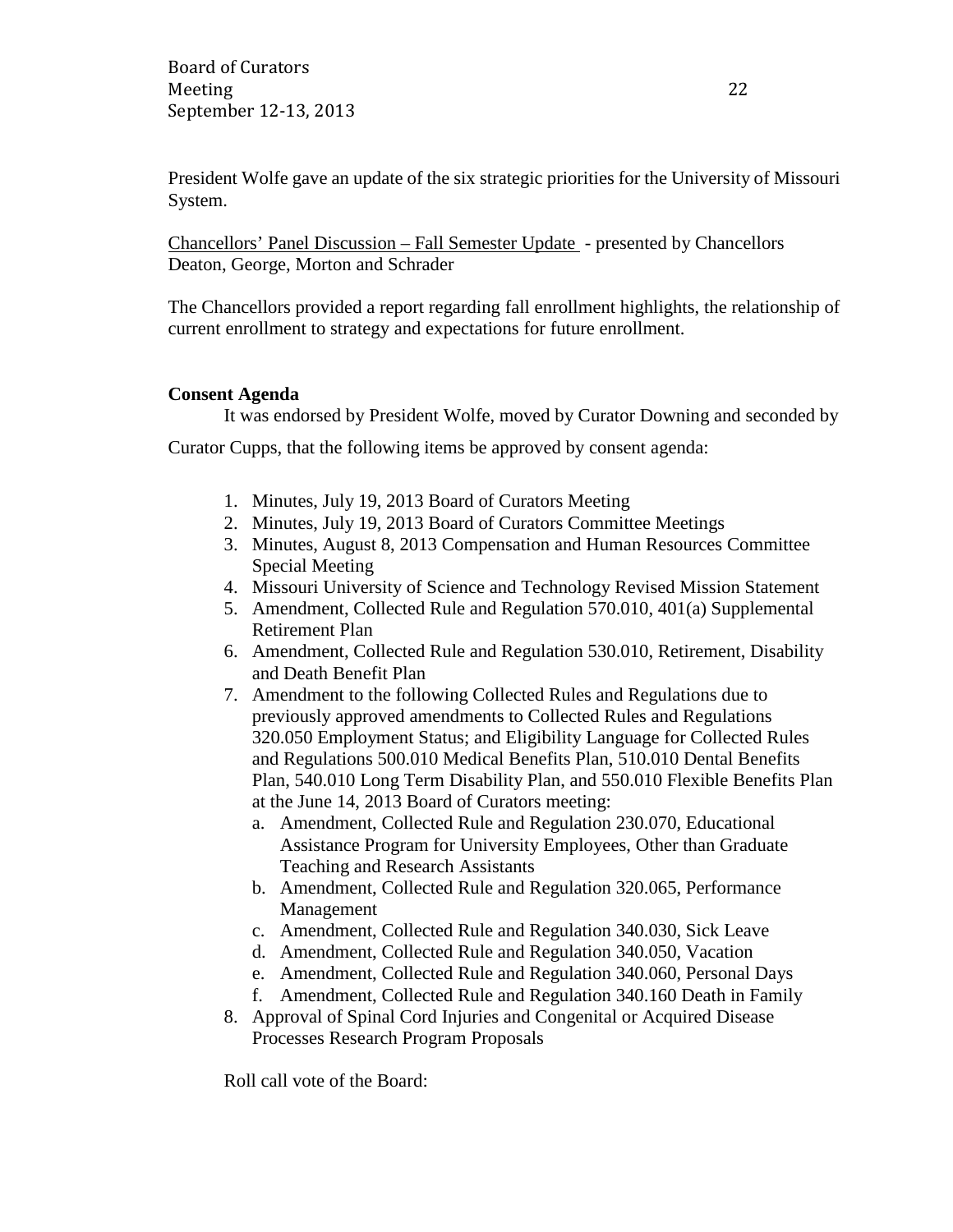President Wolfe gave an update of the six strategic priorities for the University of Missouri System.

Chancellors' Panel Discussion – Fall Semester Update - presented by Chancellors Deaton, George, Morton and Schrader

The Chancellors provided a report regarding fall enrollment highlights, the relationship of current enrollment to strategy and expectations for future enrollment.

**Consent Agenda**

It was endorsed by President Wolfe, moved by Curator Downing and seconded by Curator Cupps, that the following items be approved by consent agenda:

1. Minutes, July 19, 2013 Board of Curators Meeting
2. Minutes, July 19, 2013 Board of Curators Committee Meetings
3. Minutes, August 8, 2013 Compensation and Human Resources Committee Special Meeting
4. Missouri University of Science and Technology Revised Mission Statement
5. Amendment, Collected Rule and Regulation 570.010, 401(a) Supplemental Retirement Plan
6. Amendment, Collected Rule and Regulation 530.010, Retirement, Disability and Death Benefit Plan
7. Amendment to the following Collected Rules and Regulations due to previously approved amendments to Collected Rules and Regulations 320.050 Employment Status; and Eligibility Language for Collected Rules and Regulations 500.010 Medical Benefits Plan, 510.010 Dental Benefits Plan, 540.010 Long Term Disability Plan, and 550.010 Flexible Benefits Plan at the June 14, 2013 Board of Curators meeting:
   a. Amendment, Collected Rule and Regulation 230.070, Educational Assistance Program for University Employees, Other than Graduate Teaching and Research Assistants
   b. Amendment, Collected Rule and Regulation 320.065, Performance Management
   c. Amendment, Collected Rule and Regulation 340.030, Sick Leave
   d. Amendment, Collected Rule and Regulation 340.050, Vacation
   e. Amendment, Collected Rule and Regulation 340.060, Personal Days
   f. Amendment, Collected Rule and Regulation 340.160 Death in Family
8. Approval of Spinal Cord Injuries and Congenital or Acquired Disease Processes Research Program Proposals

Roll call vote of the Board: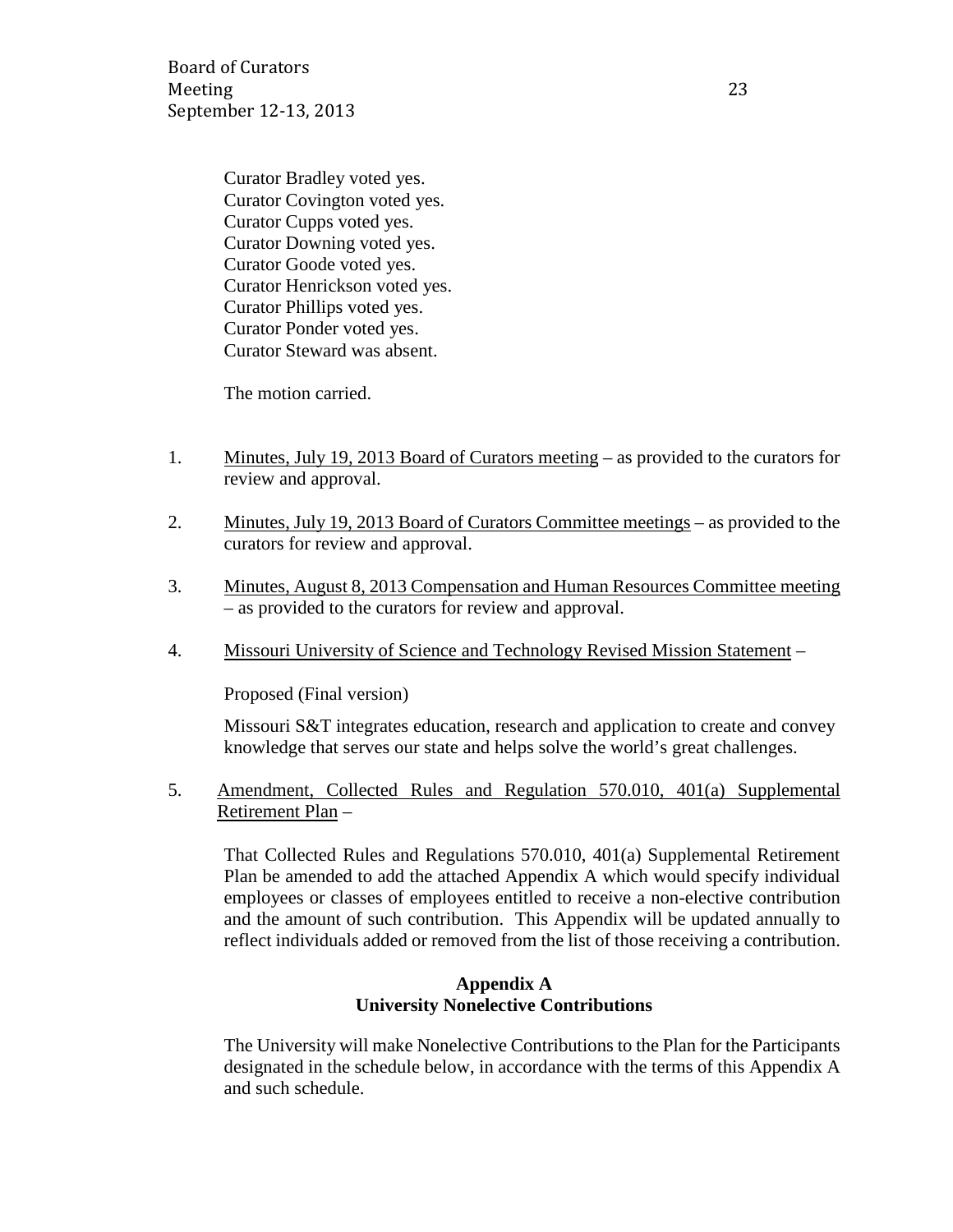Curator Bradley voted yes.
Curator Covington voted yes.
Curator Cupps voted yes.
Curator Downing voted yes.
Curator Goode voted yes.
Curator Henrickson voted yes.
Curator Phillips voted yes.
Curator Ponder voted yes.
Curator Steward was absent.

The motion carried.

1. Minutes, July 19, 2013 Board of Curators meeting – as provided to the curators for review and approval.

2. Minutes, July 19, 2013 Board of Curators Committee meetings – as provided to the curators for review and approval.

3. Minutes, August 8, 2013 Compensation and Human Resources Committee meeting – as provided to the curators for review and approval.

4. Missouri University of Science and Technology Revised Mission Statement –

   Proposed (Final version)

   Missouri S&T integrates education, research and application to create and convey knowledge that serves our state and helps solve the world's great challenges.

5. Amendment, Collected Rules and Regulation 570.010, 401(a) Supplemental Retirement Plan –

   That Collected Rules and Regulations 570.010, 401(a) Supplemental Retirement Plan be amended to add the attached Appendix A which would specify individual employees or classes of employees entitled to receive a non-elective contribution and the amount of such contribution. This Appendix will be updated annually to reflect individuals added or removed from the list of those receiving a contribution.

**Appendix A**
**University Nonelective Contributions**

The University will make Nonelective Contributions to the Plan for the Participants designated in the schedule below, in accordance with the terms of this Appendix A and such schedule.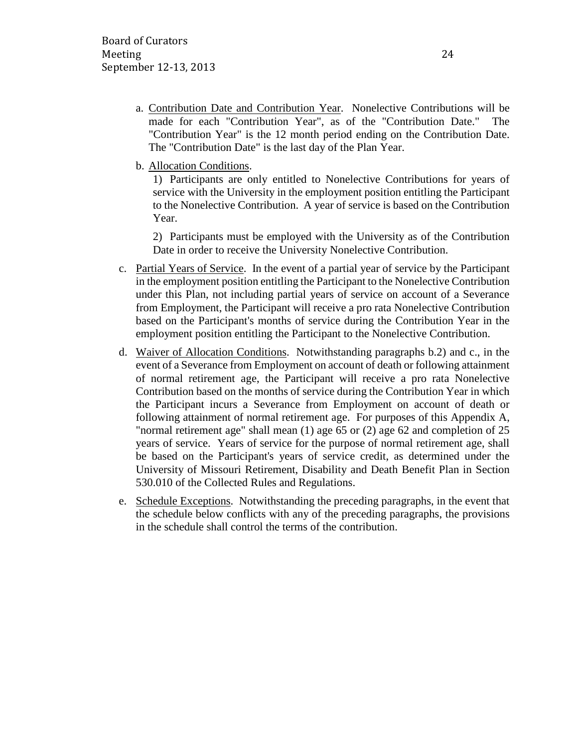a. Contribution Date and Contribution Year. Nonelective Contributions will be made for each "Contribution Year", as of the "Contribution Date." The "Contribution Year" is the 12 month period ending on the Contribution Date. The "Contribution Date" is the last day of the Plan Year.

b. Allocation Conditions.

   1) Participants are only entitled to Nonelective Contributions for years of service with the University in the employment position entitling the Participant to the Nonelective Contribution. A year of service is based on the Contribution Year.

   2) Participants must be employed with the University as of the Contribution Date in order to receive the University Nonelective Contribution.

c. Partial Years of Service. In the event of a partial year of service by the Participant in the employment position entitling the Participant to the Nonelective Contribution under this Plan, not including partial years of service on account of a Severance from Employment, the Participant will receive a pro rata Nonelective Contribution based on the Participant's months of service during the Contribution Year in the employment position entitling the Participant to the Nonelective Contribution.

d. Waiver of Allocation Conditions. Notwithstanding paragraphs b.2) and c., in the event of a Severance from Employment on account of death or following attainment of normal retirement age, the Participant will receive a pro rata Nonelective Contribution based on the months of service during the Contribution Year in which the Participant incurs a Severance from Employment on account of death or following attainment of normal retirement age. For purposes of this Appendix A, "normal retirement age" shall mean (1) age 65 or (2) age 62 and completion of 25 years of service. Years of service for the purpose of normal retirement age, shall be based on the Participant's years of service credit, as determined under the University of Missouri Retirement, Disability and Death Benefit Plan in Section 530.010 of the Collected Rules and Regulations.

e. Schedule Exceptions. Notwithstanding the preceding paragraphs, in the event that the schedule below conflicts with any of the preceding paragraphs, the provisions in the schedule shall control the terms of the contribution.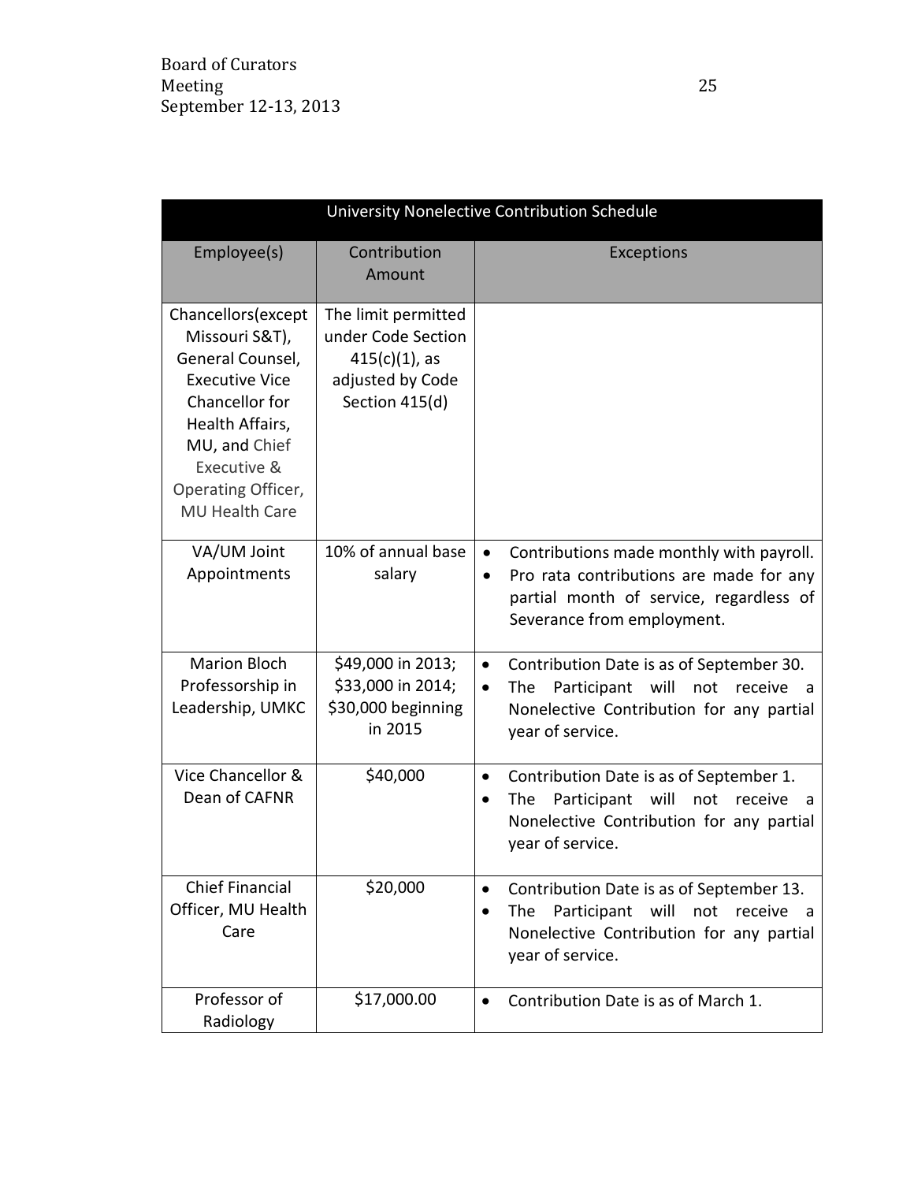| University Nonelective Contribution Schedule | | |
|---|---|---|
| Employee(s) | Contribution Amount | Exceptions |
| Chancellors(except Missouri S&T), General Counsel, Executive Vice Chancellor for Health Affairs, MU, and Chief Executive & Operating Officer, MU Health Care | The limit permitted under Code Section 415(c)(1), as adjusted by Code Section 415(d) | |
| VA/UM Joint Appointments | 10% of annual base salary | • Contributions made monthly with payroll.<br>• Pro rata contributions are made for any partial month of service, regardless of Severance from employment. |
| Marion Bloch Professorship in Leadership, UMKC | $49,000 in 2013; $33,000 in 2014; $30,000 beginning in 2015 | • Contribution Date is as of September 30.<br>• The Participant will not receive a Nonelective Contribution for any partial year of service. |
| Vice Chancellor & Dean of CAFNR | $40,000 | • Contribution Date is as of September 1.<br>• The Participant will not receive a Nonelective Contribution for any partial year of service. |
| Chief Financial Officer, MU Health Care | $20,000 | • Contribution Date is as of September 13.<br>• The Participant will not receive a Nonelective Contribution for any partial year of service. |
| Professor of Radiology | $17,000.00 | • Contribution Date is as of March 1. |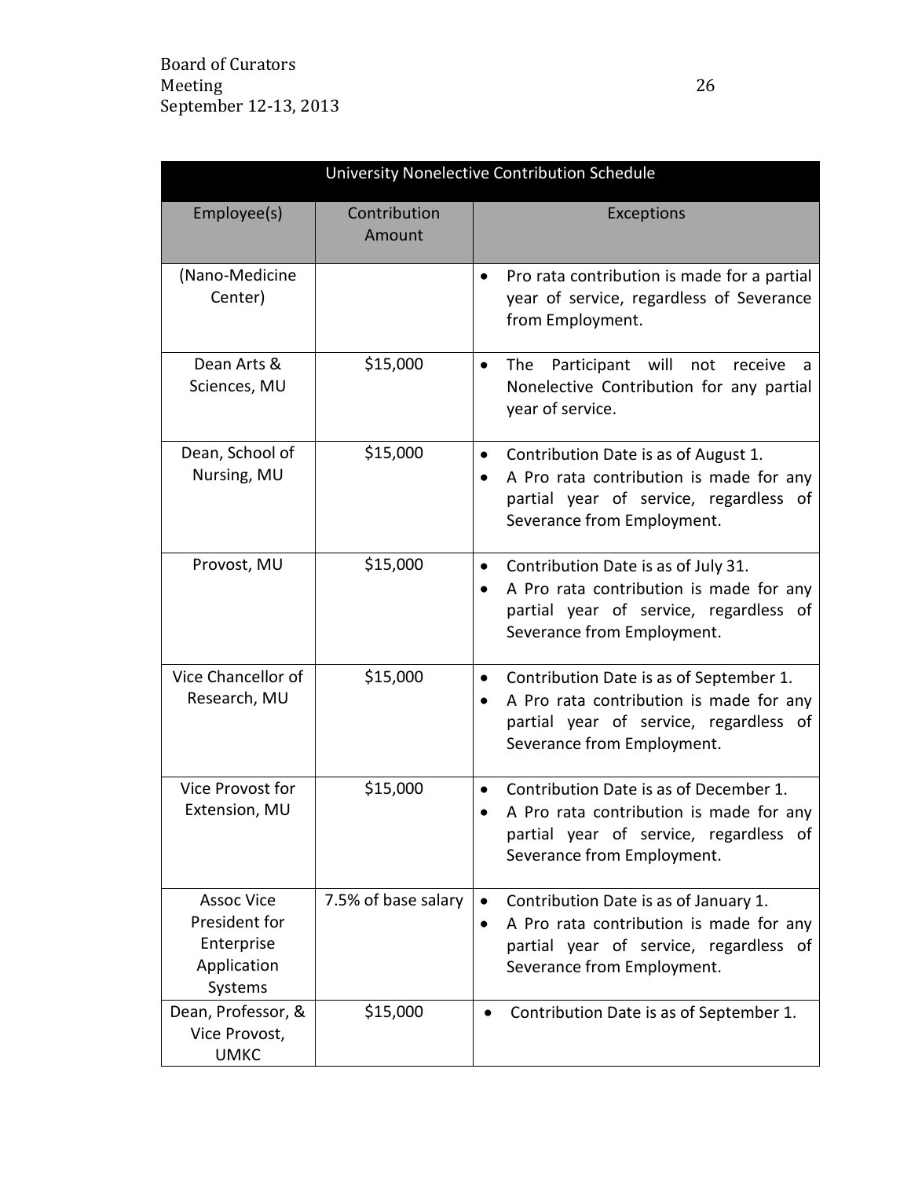| University Nonelective Contribution Schedule | | |
|---|---|---|
| Employee(s) | Contribution Amount | Exceptions |
| (Nano-Medicine Center) | | • Pro rata contribution is made for a partial year of service, regardless of Severance from Employment. |
| Dean Arts & Sciences, MU | $15,000 | • The Participant will not receive a Nonelective Contribution for any partial year of service. |
| Dean, School of Nursing, MU | $15,000 | • Contribution Date is as of August 1.<br>• A Pro rata contribution is made for any partial year of service, regardless of Severance from Employment. |
| Provost, MU | $15,000 | • Contribution Date is as of July 31.<br>• A Pro rata contribution is made for any partial year of service, regardless of Severance from Employment. |
| Vice Chancellor of Research, MU | $15,000 | • Contribution Date is as of September 1.<br>• A Pro rata contribution is made for any partial year of service, regardless of Severance from Employment. |
| Vice Provost for Extension, MU | $15,000 | • Contribution Date is as of December 1.<br>• A Pro rata contribution is made for any partial year of service, regardless of Severance from Employment. |
| Assoc Vice President for Enterprise Application Systems | 7.5% of base salary | • Contribution Date is as of January 1.<br>• A Pro rata contribution is made for any partial year of service, regardless of Severance from Employment. |
| Dean, Professor, & Vice Provost, UMKC | $15,000 | • Contribution Date is as of September 1. |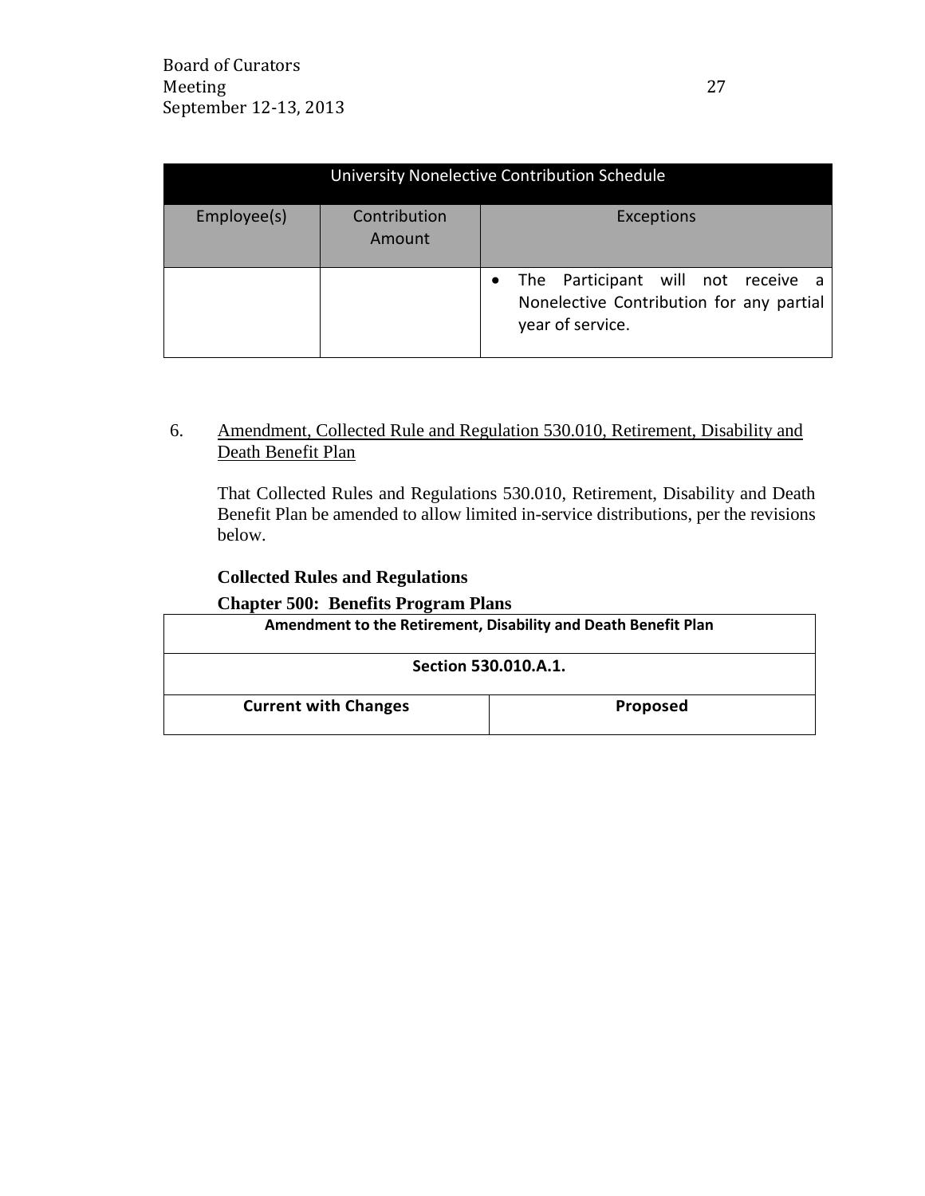| University Nonelective Contribution Schedule | | |
|---|---|---|
| Employee(s) | Contribution Amount | Exceptions |
| | | • The Participant will not receive a Nonelective Contribution for any partial year of service. |

6. Amendment, Collected Rule and Regulation 530.010, Retirement, Disability and Death Benefit Plan

   That Collected Rules and Regulations 530.010, Retirement, Disability and Death Benefit Plan be amended to allow limited in-service distributions, per the revisions below.

   **Collected Rules and Regulations**

   **Chapter 500: Benefits Program Plans**

| Amendment to the Retirement, Disability and Death Benefit Plan | |
|---|---|
| **Section 530.010.A.1.** | |
| **Current with Changes** | **Proposed** |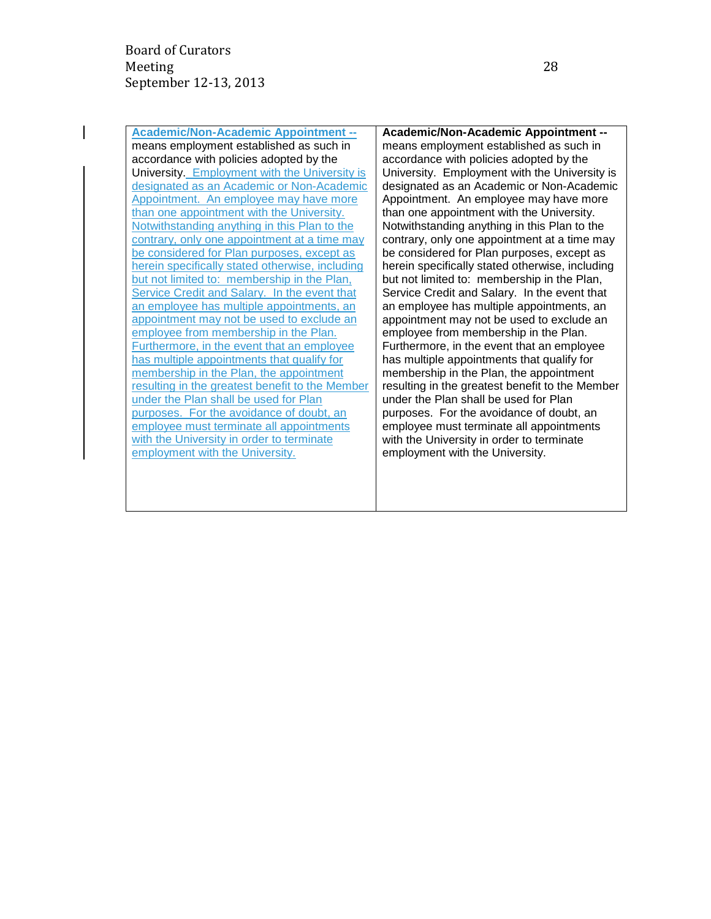| Academic/Non-Academic Appointment -- means employment established as such in accordance with policies adopted by the University. Employment with the University is designated as an Academic or Non-Academic Appointment. An employee may have more than one appointment with the University. Notwithstanding anything in this Plan to the contrary, only one appointment at a time may be considered for Plan purposes, except as herein specifically stated otherwise, including but not limited to: membership in the Plan, Service Credit and Salary. In the event that an employee has multiple appointments, an appointment may not be used to exclude an employee from membership in the Plan. Furthermore, in the event that an employee has multiple appointments that qualify for membership in the Plan, the appointment resulting in the greatest benefit to the Member under the Plan shall be used for Plan purposes. For the avoidance of doubt, an employee must terminate all appointments with the University in order to terminate employment with the University. | **Academic/Non-Academic Appointment --** means employment established as such in accordance with policies adopted by the University. Employment with the University is designated as an Academic or Non-Academic Appointment. An employee may have more than one appointment with the University. Notwithstanding anything in this Plan to the contrary, only one appointment at a time may be considered for Plan purposes, except as herein specifically stated otherwise, including but not limited to: membership in the Plan, Service Credit and Salary. In the event that an employee has multiple appointments, an appointment may not be used to exclude an employee from membership in the Plan. Furthermore, in the event that an employee has multiple appointments that qualify for membership in the Plan, the appointment resulting in the greatest benefit to the Member under the Plan shall be used for Plan purposes. For the avoidance of doubt, an employee must terminate all appointments with the University in order to terminate employment with the University. |
|---|---|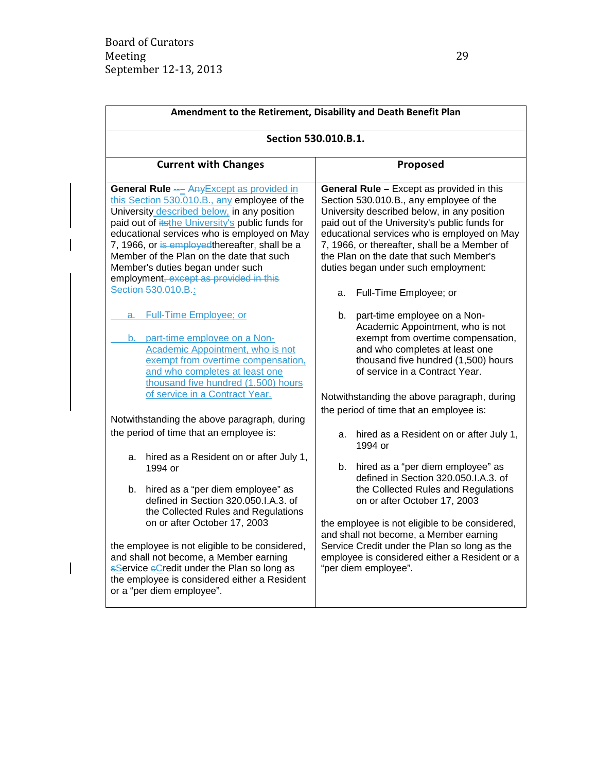Board of Curators
Meeting
September 12-13, 2013

| Amendment to the Retirement, Disability and Death Benefit Plan | |
|---|---|
| **Section 530.010.B.1.** | |
| **Current with Changes** | **Proposed** |
| **General Rule** -- – AnyExcept as provided in this Section 530.010.B., any employee of the University described below, in any position paid out of itsthe University's public funds for educational services who is employed on May 7, 1966, or is employedthereafter, shall be a Member of the Plan on the date that such Member's duties began under such employment, except as provided in this Section 530.010.B..:<br><br>a. Full-Time Employee; or<br><br>b. part-time employee on a Non-Academic Appointment, who is not exempt from overtime compensation, and who completes at least one thousand five hundred (1,500) hours of service in a Contract Year.<br><br>Notwithstanding the above paragraph, during the period of time that an employee is:<br><br>a. hired as a Resident on or after July 1, 1994 or<br><br>b. hired as a "per diem employee" as defined in Section 320.050.I.A.3. of the Collected Rules and Regulations on or after October 17, 2003<br><br>the employee is not eligible to be considered, and shall not become, a Member earning sService cCredit under the Plan so long as the employee is considered either a Resident or a "per diem employee". | **General Rule –** Except as provided in this Section 530.010.B., any employee of the University described below, in any position paid out of the University's public funds for educational services who is employed on May 7, 1966, or thereafter, shall be a Member of the Plan on the date that such Member's duties began under such employment:<br><br>a. Full-Time Employee; or<br><br>b. part-time employee on a Non-Academic Appointment, who is not exempt from overtime compensation, and who completes at least one thousand five hundred (1,500) hours of service in a Contract Year.<br><br>Notwithstanding the above paragraph, during the period of time that an employee is:<br><br>a. hired as a Resident on or after July 1, 1994 or<br><br>b. hired as a "per diem employee" as defined in Section 320.050.I.A.3. of the Collected Rules and Regulations on or after October 17, 2003<br><br>the employee is not eligible to be considered, and shall not become, a Member earning Service Credit under the Plan so long as the employee is considered either a Resident or a "per diem employee". |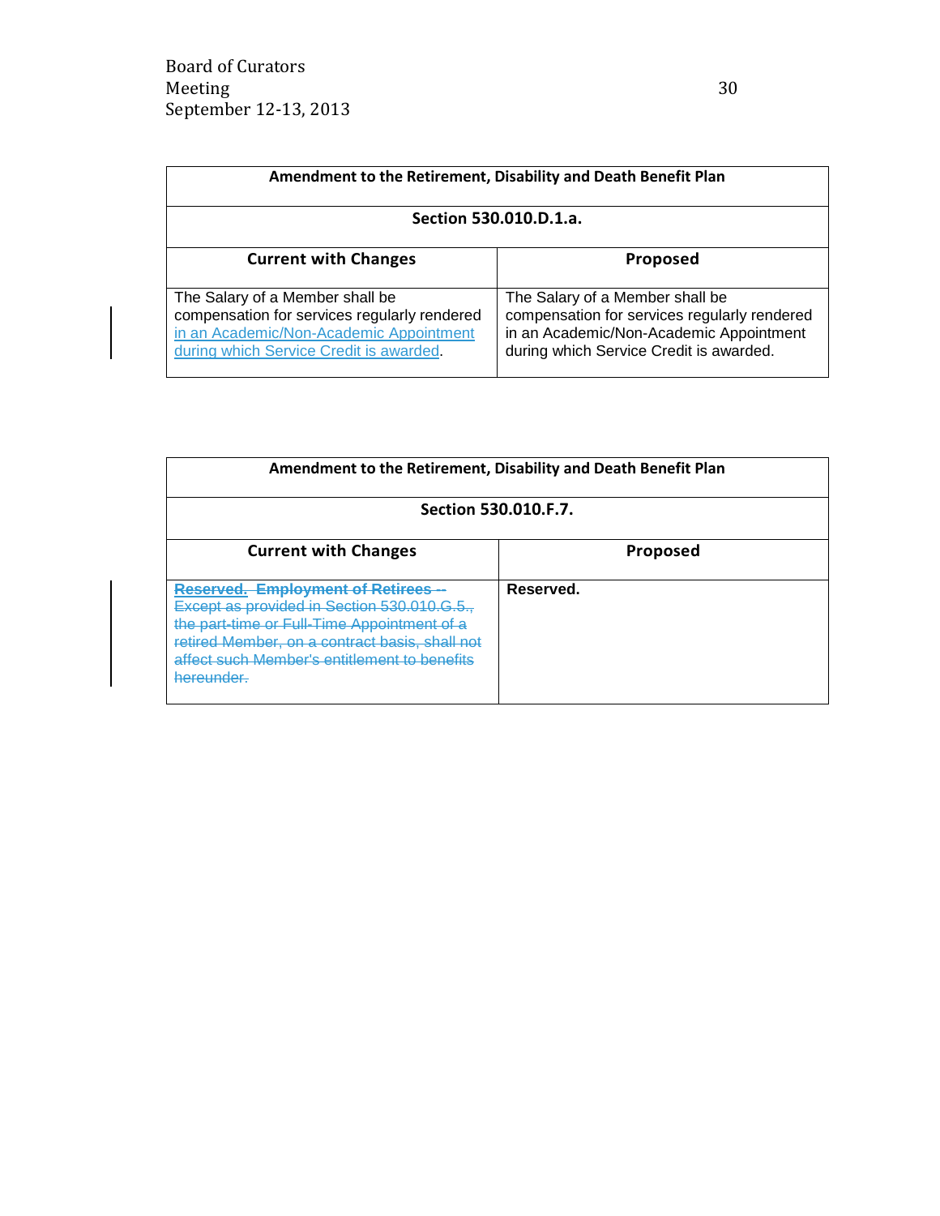| Amendment to the Retirement, Disability and Death Benefit Plan | |
|---|---|
| **Section 530.010.D.1.a.** | |
| **Current with Changes** | **Proposed** |
| The Salary of a Member shall be compensation for services regularly rendered <u>in an Academic/Non-Academic Appointment during which Service Credit is awarded</u>. | The Salary of a Member shall be compensation for services regularly rendered in an Academic/Non-Academic Appointment during which Service Credit is awarded. |

| Amendment to the Retirement, Disability and Death Benefit Plan | |
|---|---|
| **Section 530.010.F.7.** | |
| **Current with Changes** | **Proposed** |
| <u>**Reserved.**</u> ~~**Employment of Retirees --** Except as provided in Section 530.010.G.5., the part-time or Full-Time Appointment of a retired Member, on a contract basis, shall not affect such Member's entitlement to benefits hereunder.~~ | **Reserved.** |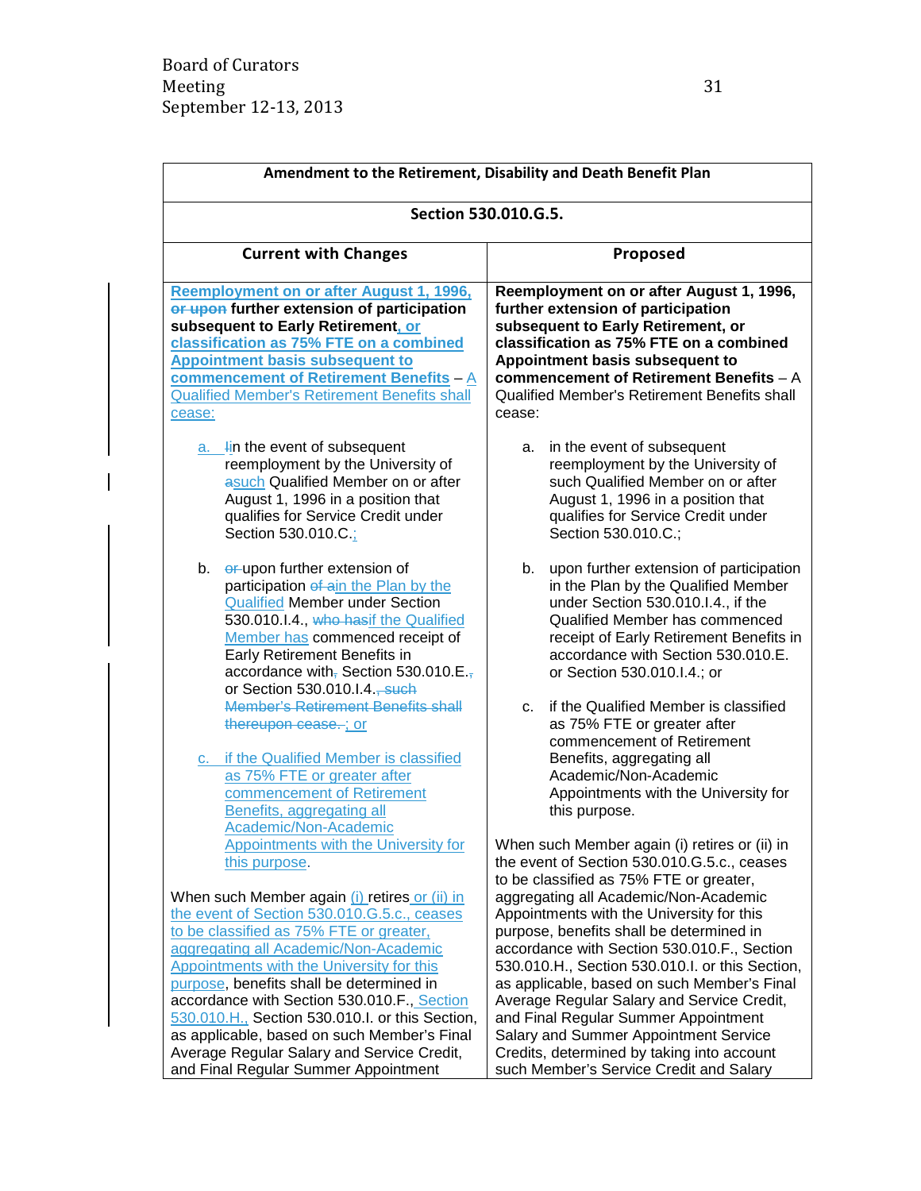| Amendment to the Retirement, Disability and Death Benefit Plan | |
|---|---|
| **Section 530.010.G.5.** | |
| **Current with Changes** | **Proposed** |
| **Reemployment on or after August 1, 1996, ~~or upon~~ further extension of participation subsequent to Early Retirement, or classification as 75% FTE on a combined Appointment basis subsequent to commencement of Retirement Benefits** – A Qualified Member's Retirement Benefits shall cease:<br><br>a. ~~I~~in the event of subsequent reemployment by the University of ~~a~~such Qualified Member on or after August 1, 1996 in a position that qualifies for Service Credit under Section 530.010.C.;<br><br>b. ~~or~~ upon further extension of participation ~~of a~~in the Plan by the Qualified Member under Section 530.010.I.4., ~~who has~~if the Qualified Member has commenced receipt of Early Retirement Benefits in accordance with~~,~~ Section 530.010.E.~~,~~ or Section 530.010.I.4.~~, such Member's Retirement Benefits shall thereupon cease.~~ ; or<br><br>c. if the Qualified Member is classified as 75% FTE or greater after commencement of Retirement Benefits, aggregating all Academic/Non-Academic Appointments with the University for this purpose.<br><br>When such Member again (i) retires or (ii) in the event of Section 530.010.G.5.c., ceases to be classified as 75% FTE or greater, aggregating all Academic/Non-Academic Appointments with the University for this purpose, benefits shall be determined in accordance with Section 530.010.F., Section 530.010.H., Section 530.010.I. or this Section, as applicable, based on such Member's Final Average Regular Salary and Service Credit, and Final Regular Summer Appointment | **Reemployment on or after August 1, 1996, further extension of participation subsequent to Early Retirement, or classification as 75% FTE on a combined Appointment basis subsequent to commencement of Retirement Benefits** – A Qualified Member's Retirement Benefits shall cease:<br><br>a. in the event of subsequent reemployment by the University of such Qualified Member on or after August 1, 1996 in a position that qualifies for Service Credit under Section 530.010.C.;<br><br>b. upon further extension of participation in the Plan by the Qualified Member under Section 530.010.I.4., if the Qualified Member has commenced receipt of Early Retirement Benefits in accordance with Section 530.010.E. or Section 530.010.I.4.; or<br><br>c. if the Qualified Member is classified as 75% FTE or greater after commencement of Retirement Benefits, aggregating all Academic/Non-Academic Appointments with the University for this purpose.<br><br>When such Member again (i) retires or (ii) in the event of Section 530.010.G.5.c., ceases to be classified as 75% FTE or greater, aggregating all Academic/Non-Academic Appointments with the University for this purpose, benefits shall be determined in accordance with Section 530.010.F., Section 530.010.H., Section 530.010.I. or this Section, as applicable, based on such Member's Final Average Regular Salary and Service Credit, and Final Regular Summer Appointment Salary and Summer Appointment Service Credits, determined by taking into account such Member's Service Credit and Salary |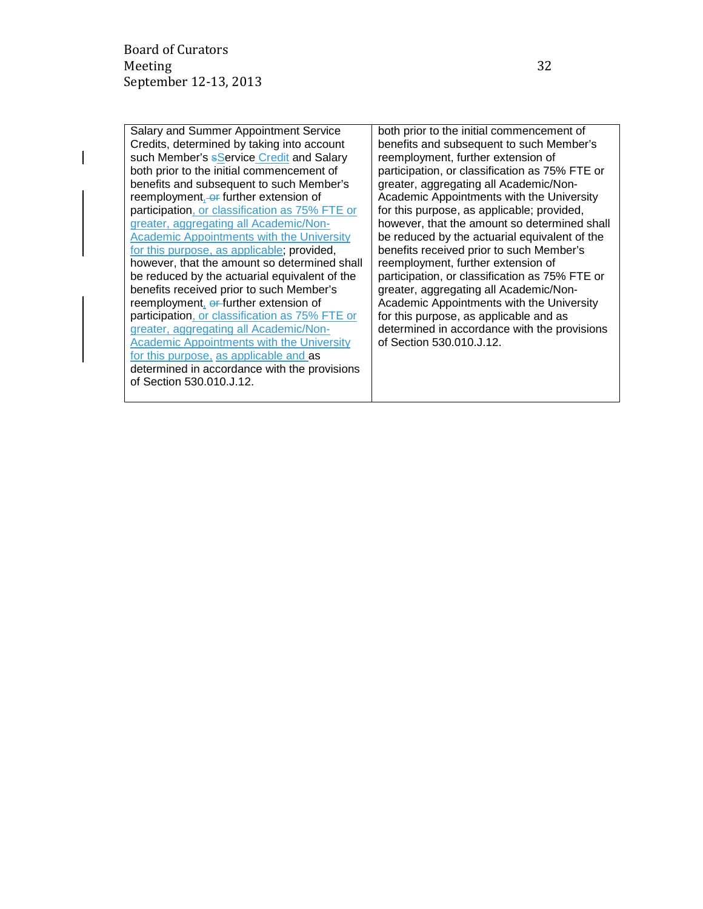| | |
|---|---|
| Salary and Summer Appointment Service Credits, determined by taking into account such Member's ~~s~~Service Credit and Salary both prior to the initial commencement of benefits and subsequent to such Member's reemployment, ~~or~~ further extension of participation, or classification as 75% FTE or greater, aggregating all Academic/Non-Academic Appointments with the University for this purpose, as applicable; provided, however, that the amount so determined shall be reduced by the actuarial equivalent of the benefits received prior to such Member's reemployment, ~~or~~ further extension of participation, or classification as 75% FTE or greater, aggregating all Academic/Non-Academic Appointments with the University for this purpose, as applicable and as determined in accordance with the provisions of Section 530.010.J.12. | both prior to the initial commencement of benefits and subsequent to such Member's reemployment, further extension of participation, or classification as 75% FTE or greater, aggregating all Academic/Non-Academic Appointments with the University for this purpose, as applicable; provided, however, that the amount so determined shall be reduced by the actuarial equivalent of the benefits received prior to such Member's reemployment, further extension of participation, or classification as 75% FTE or greater, aggregating all Academic/Non-Academic Appointments with the University for this purpose, as applicable and as determined in accordance with the provisions of Section 530.010.J.12. |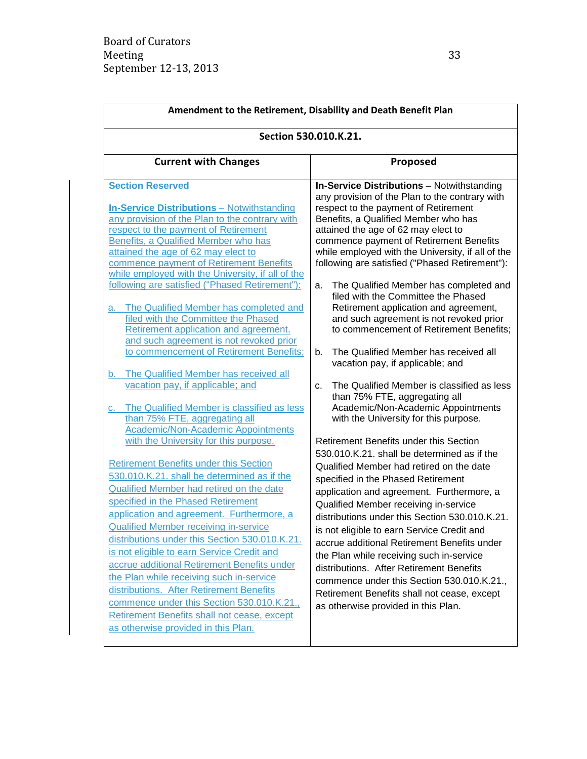| Amendment to the Retirement, Disability and Death Benefit Plan | |
| --- | --- |
| Section 530.010.K.21. | |
| **Current with Changes** | **Proposed** |
| ~~Section Reserved~~<br><br>**In-Service Distributions** – Notwithstanding any provision of the Plan to the contrary with respect to the payment of Retirement Benefits, a Qualified Member who has attained the age of 62 may elect to commence payment of Retirement Benefits while employed with the University, if all of the following are satisfied ("Phased Retirement"):<br><br>a. The Qualified Member has completed and filed with the Committee the Phased Retirement application and agreement, and such agreement is not revoked prior to commencement of Retirement Benefits;<br><br>b. The Qualified Member has received all vacation pay, if applicable; and<br><br>c. The Qualified Member is classified as less than 75% FTE, aggregating all Academic/Non-Academic Appointments with the University for this purpose.<br><br>Retirement Benefits under this Section 530.010.K.21. shall be determined as if the Qualified Member had retired on the date specified in the Phased Retirement application and agreement. Furthermore, a Qualified Member receiving in-service distributions under this Section 530.010.K.21. is not eligible to earn Service Credit and accrue additional Retirement Benefits under the Plan while receiving such in-service distributions. After Retirement Benefits commence under this Section 530.010.K.21., Retirement Benefits shall not cease, except as otherwise provided in this Plan. | **In-Service Distributions** – Notwithstanding any provision of the Plan to the contrary with respect to the payment of Retirement Benefits, a Qualified Member who has attained the age of 62 may elect to commence payment of Retirement Benefits while employed with the University, if all of the following are satisfied ("Phased Retirement"):<br><br>a. The Qualified Member has completed and filed with the Committee the Phased Retirement application and agreement, and such agreement is not revoked prior to commencement of Retirement Benefits;<br><br>b. The Qualified Member has received all vacation pay, if applicable; and<br><br>c. The Qualified Member is classified as less than 75% FTE, aggregating all Academic/Non-Academic Appointments with the University for this purpose.<br><br>Retirement Benefits under this Section 530.010.K.21. shall be determined as if the Qualified Member had retired on the date specified in the Phased Retirement application and agreement. Furthermore, a Qualified Member receiving in-service distributions under this Section 530.010.K.21. is not eligible to earn Service Credit and accrue additional Retirement Benefits under the Plan while receiving such in-service distributions. After Retirement Benefits commence under this Section 530.010.K.21., Retirement Benefits shall not cease, except as otherwise provided in this Plan. |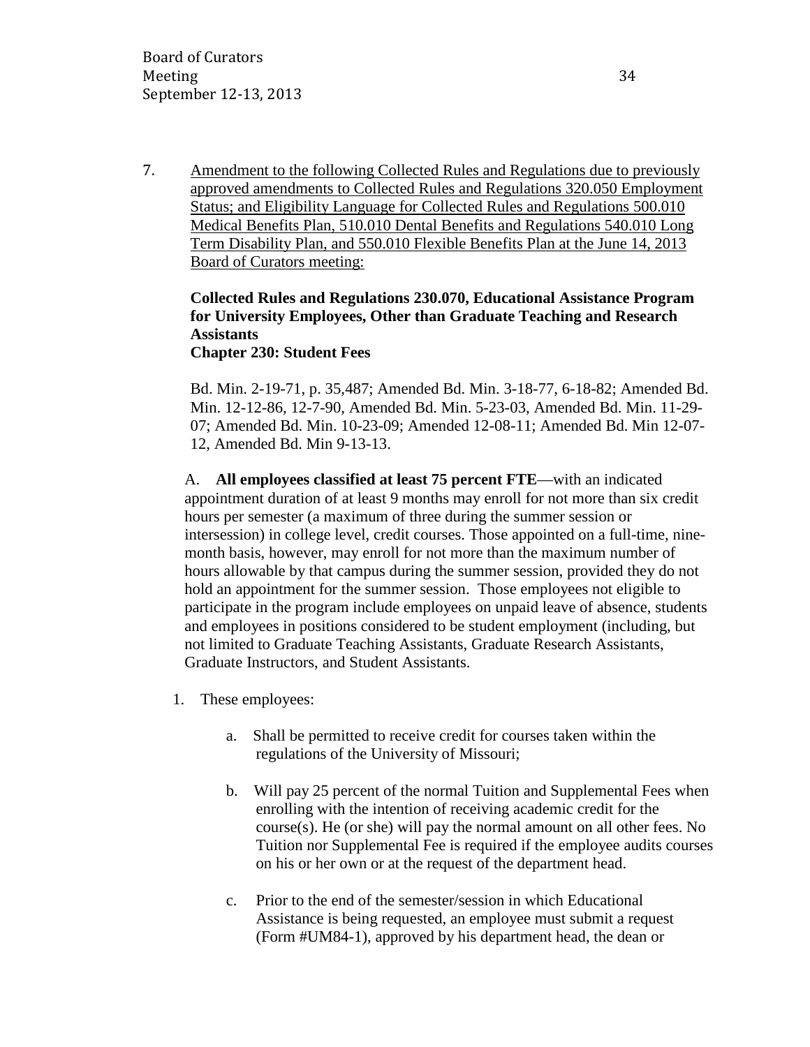7. <u>Amendment to the following Collected Rules and Regulations due to previously approved amendments to Collected Rules and Regulations 320.050 Employment Status; and Eligibility Language for Collected Rules and Regulations 500.010 Medical Benefits Plan, 510.010 Dental Benefits and Regulations 540.010 Long Term Disability Plan, and 550.010 Flexible Benefits Plan at the June 14, 2013 Board of Curators meeting:</u>

**Collected Rules and Regulations 230.070, Educational Assistance Program for University Employees, Other than Graduate Teaching and Research Assistants**
**Chapter 230: Student Fees**

Bd. Min. 2-19-71, p. 35,487; Amended Bd. Min. 3-18-77, 6-18-82; Amended Bd. Min. 12-12-86, 12-7-90, Amended Bd. Min. 5-23-03, Amended Bd. Min. 11-29-07; Amended Bd. Min. 10-23-09; Amended 12-08-11; Amended Bd. Min 12-07-12, Amended Bd. Min 9-13-13.

A. **All employees classified at least 75 percent FTE**—with an indicated appointment duration of at least 9 months may enroll for not more than six credit hours per semester (a maximum of three during the summer session or intersession) in college level, credit courses. Those appointed on a full-time, nine-month basis, however, may enroll for not more than the maximum number of hours allowable by that campus during the summer session, provided they do not hold an appointment for the summer session. Those employees not eligible to participate in the program include employees on unpaid leave of absence, students and employees in positions considered to be student employment (including, but not limited to Graduate Teaching Assistants, Graduate Research Assistants, Graduate Instructors, and Student Assistants.

1. These employees:

   a. Shall be permitted to receive credit for courses taken within the regulations of the University of Missouri;

   b. Will pay 25 percent of the normal Tuition and Supplemental Fees when enrolling with the intention of receiving academic credit for the course(s). He (or she) will pay the normal amount on all other fees. No Tuition nor Supplemental Fee is required if the employee audits courses on his or her own or at the request of the department head.

   c. Prior to the end of the semester/session in which Educational Assistance is being requested, an employee must submit a request (Form #UM84-1), approved by his department head, the dean or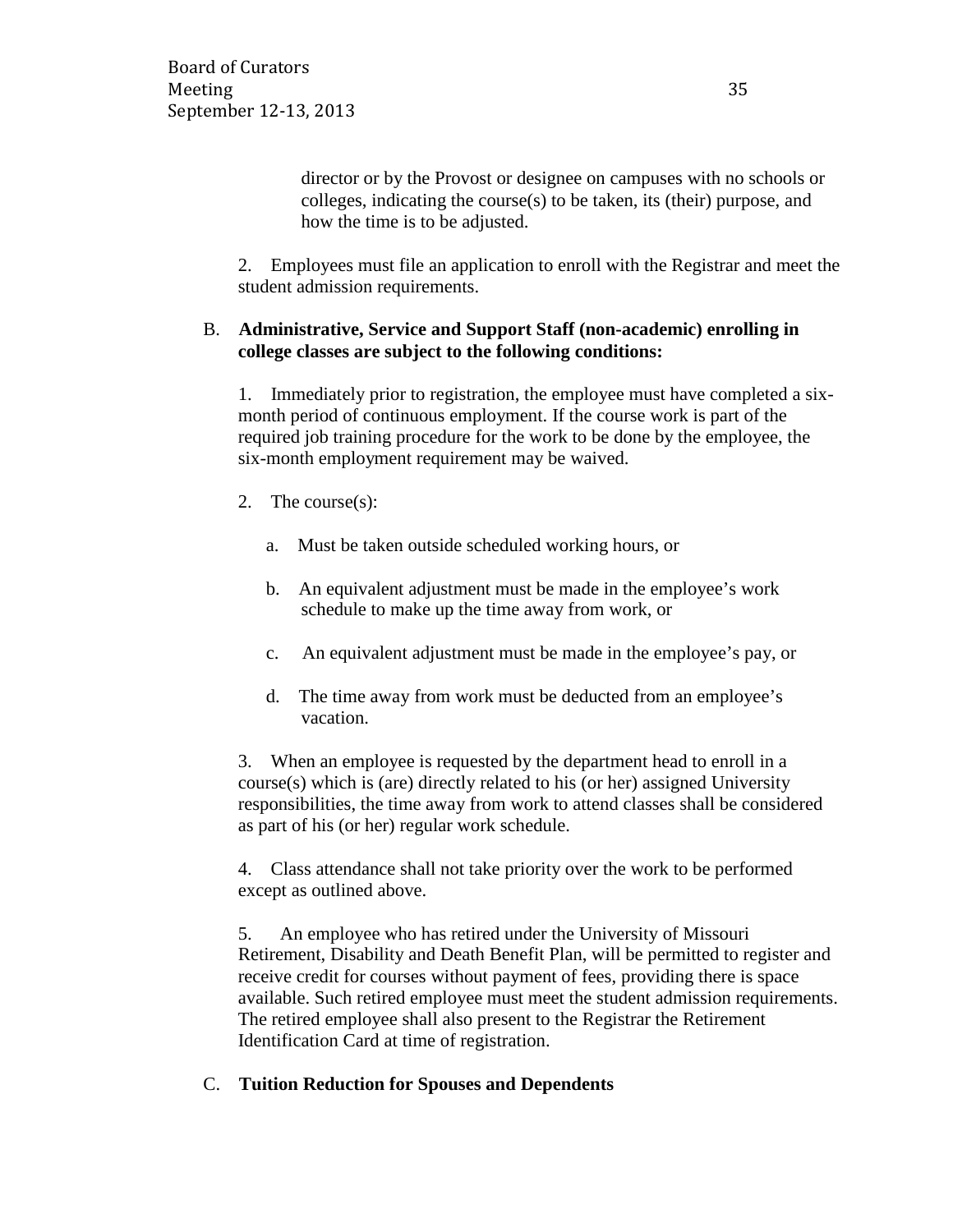director or by the Provost or designee on campuses with no schools or colleges, indicating the course(s) to be taken, its (their) purpose, and how the time is to be adjusted.

2. Employees must file an application to enroll with the Registrar and meet the student admission requirements.

B. **Administrative, Service and Support Staff (non-academic) enrolling in college classes are subject to the following conditions:**

1. Immediately prior to registration, the employee must have completed a six-month period of continuous employment. If the course work is part of the required job training procedure for the work to be done by the employee, the six-month employment requirement may be waived.

2. The course(s):

   a. Must be taken outside scheduled working hours, or

   b. An equivalent adjustment must be made in the employee's work schedule to make up the time away from work, or

   c. An equivalent adjustment must be made in the employee's pay, or

   d. The time away from work must be deducted from an employee's vacation.

3. When an employee is requested by the department head to enroll in a course(s) which is (are) directly related to his (or her) assigned University responsibilities, the time away from work to attend classes shall be considered as part of his (or her) regular work schedule.

4. Class attendance shall not take priority over the work to be performed except as outlined above.

5. An employee who has retired under the University of Missouri Retirement, Disability and Death Benefit Plan, will be permitted to register and receive credit for courses without payment of fees, providing there is space available. Such retired employee must meet the student admission requirements. The retired employee shall also present to the Registrar the Retirement Identification Card at time of registration.

C. **Tuition Reduction for Spouses and Dependents**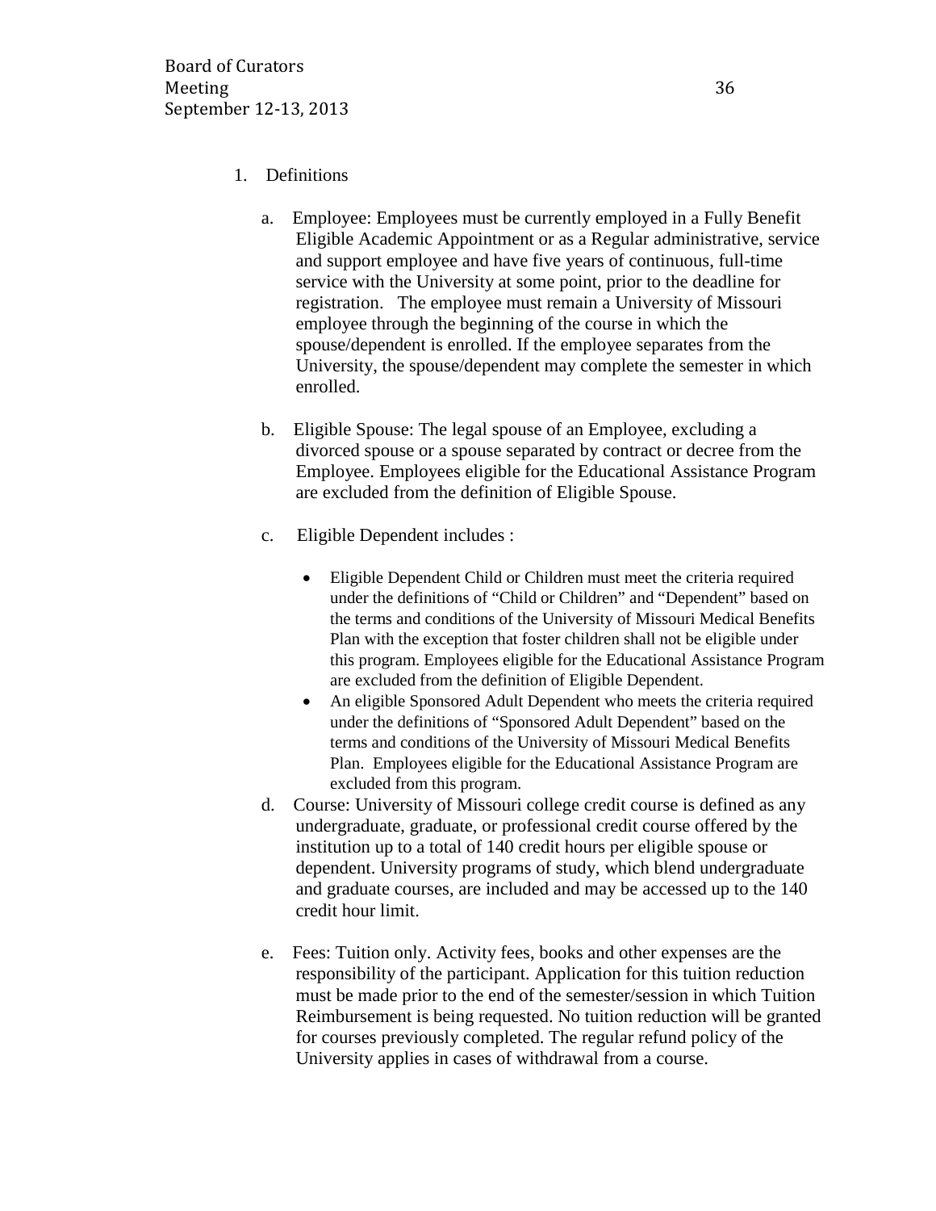1. Definitions

   a. Employee: Employees must be currently employed in a Fully Benefit Eligible Academic Appointment or as a Regular administrative, service and support employee and have five years of continuous, full-time service with the University at some point, prior to the deadline for registration. The employee must remain a University of Missouri employee through the beginning of the course in which the spouse/dependent is enrolled. If the employee separates from the University, the spouse/dependent may complete the semester in which enrolled.

   b. Eligible Spouse: The legal spouse of an Employee, excluding a divorced spouse or a spouse separated by contract or decree from the Employee. Employees eligible for the Educational Assistance Program are excluded from the definition of Eligible Spouse.

   c. Eligible Dependent includes :

      - Eligible Dependent Child or Children must meet the criteria required under the definitions of "Child or Children" and "Dependent" based on the terms and conditions of the University of Missouri Medical Benefits Plan with the exception that foster children shall not be eligible under this program. Employees eligible for the Educational Assistance Program are excluded from the definition of Eligible Dependent.
      - An eligible Sponsored Adult Dependent who meets the criteria required under the definitions of "Sponsored Adult Dependent" based on the terms and conditions of the University of Missouri Medical Benefits Plan. Employees eligible for the Educational Assistance Program are excluded from this program.

   d. Course: University of Missouri college credit course is defined as any undergraduate, graduate, or professional credit course offered by the institution up to a total of 140 credit hours per eligible spouse or dependent. University programs of study, which blend undergraduate and graduate courses, are included and may be accessed up to the 140 credit hour limit.

   e. Fees: Tuition only. Activity fees, books and other expenses are the responsibility of the participant. Application for this tuition reduction must be made prior to the end of the semester/session in which Tuition Reimbursement is being requested. No tuition reduction will be granted for courses previously completed. The regular refund policy of the University applies in cases of withdrawal from a course.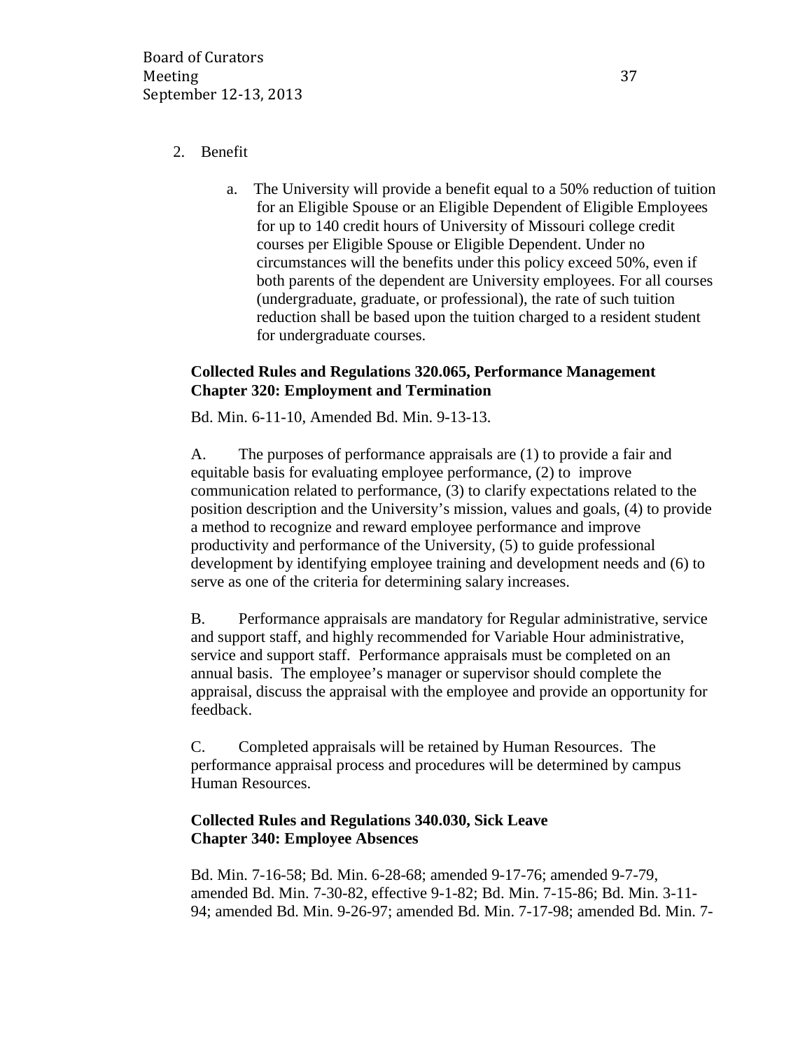2. Benefit

    a. The University will provide a benefit equal to a 50% reduction of tuition for an Eligible Spouse or an Eligible Dependent of Eligible Employees for up to 140 credit hours of University of Missouri college credit courses per Eligible Spouse or Eligible Dependent. Under no circumstances will the benefits under this policy exceed 50%, even if both parents of the dependent are University employees. For all courses (undergraduate, graduate, or professional), the rate of such tuition reduction shall be based upon the tuition charged to a resident student for undergraduate courses.

**Collected Rules and Regulations 320.065, Performance Management**
**Chapter 320: Employment and Termination**

Bd. Min. 6-11-10, Amended Bd. Min. 9-13-13.

A. The purposes of performance appraisals are (1) to provide a fair and equitable basis for evaluating employee performance, (2) to improve communication related to performance, (3) to clarify expectations related to the position description and the University's mission, values and goals, (4) to provide a method to recognize and reward employee performance and improve productivity and performance of the University, (5) to guide professional development by identifying employee training and development needs and (6) to serve as one of the criteria for determining salary increases.

B. Performance appraisals are mandatory for Regular administrative, service and support staff, and highly recommended for Variable Hour administrative, service and support staff. Performance appraisals must be completed on an annual basis. The employee's manager or supervisor should complete the appraisal, discuss the appraisal with the employee and provide an opportunity for feedback.

C. Completed appraisals will be retained by Human Resources. The performance appraisal process and procedures will be determined by campus Human Resources.

**Collected Rules and Regulations 340.030, Sick Leave**
**Chapter 340: Employee Absences**

Bd. Min. 7-16-58; Bd. Min. 6-28-68; amended 9-17-76; amended 9-7-79, amended Bd. Min. 7-30-82, effective 9-1-82; Bd. Min. 7-15-86; Bd. Min. 3-11-94; amended Bd. Min. 9-26-97; amended Bd. Min. 7-17-98; amended Bd. Min. 7-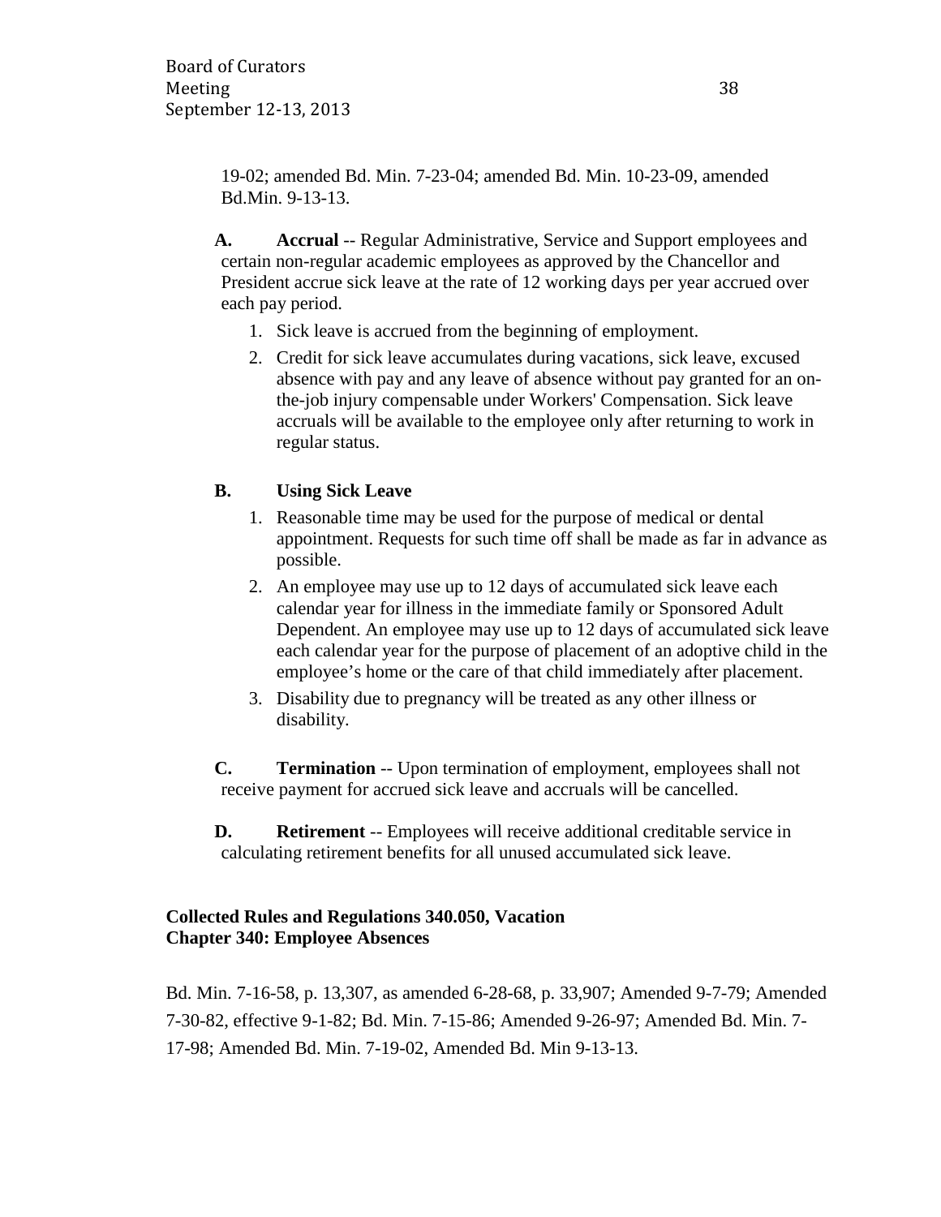19-02; amended Bd. Min. 7-23-04; amended Bd. Min. 10-23-09, amended Bd.Min. 9-13-13.

**A. Accrual** -- Regular Administrative, Service and Support employees and certain non-regular academic employees as approved by the Chancellor and President accrue sick leave at the rate of 12 working days per year accrued over each pay period.

1. Sick leave is accrued from the beginning of employment.
2. Credit for sick leave accumulates during vacations, sick leave, excused absence with pay and any leave of absence without pay granted for an on-the-job injury compensable under Workers' Compensation. Sick leave accruals will be available to the employee only after returning to work in regular status.

**B. Using Sick Leave**

1. Reasonable time may be used for the purpose of medical or dental appointment. Requests for such time off shall be made as far in advance as possible.
2. An employee may use up to 12 days of accumulated sick leave each calendar year for illness in the immediate family or Sponsored Adult Dependent. An employee may use up to 12 days of accumulated sick leave each calendar year for the purpose of placement of an adoptive child in the employee's home or the care of that child immediately after placement.
3. Disability due to pregnancy will be treated as any other illness or disability.

**C. Termination** -- Upon termination of employment, employees shall not receive payment for accrued sick leave and accruals will be cancelled.

**D. Retirement** -- Employees will receive additional creditable service in calculating retirement benefits for all unused accumulated sick leave.

**Collected Rules and Regulations 340.050, Vacation**
**Chapter 340: Employee Absences**

Bd. Min. 7-16-58, p. 13,307, as amended 6-28-68, p. 33,907; Amended 9-7-79; Amended 7-30-82, effective 9-1-82; Bd. Min. 7-15-86; Amended 9-26-97; Amended Bd. Min. 7-17-98; Amended Bd. Min. 7-19-02, Amended Bd. Min 9-13-13.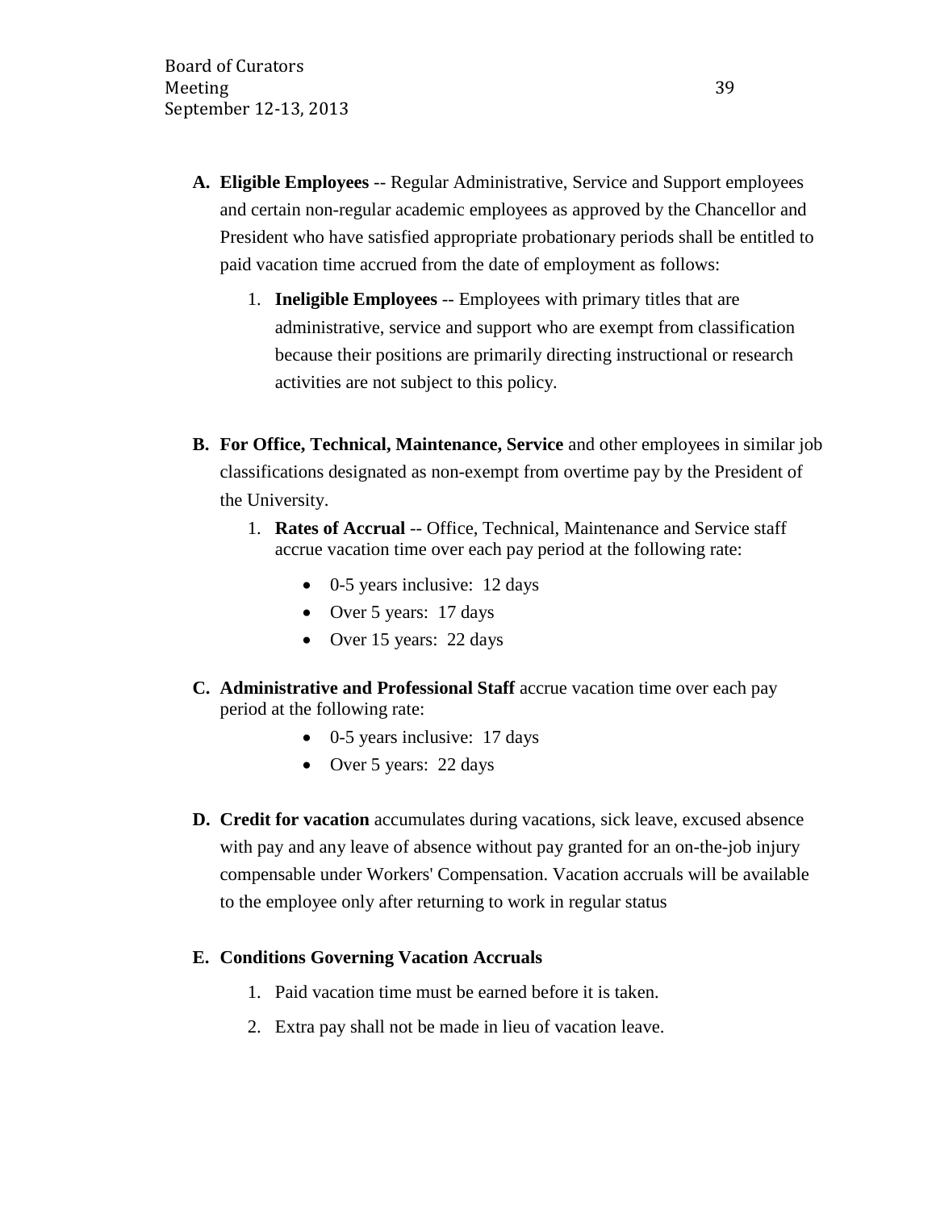A. **Eligible Employees** -- Regular Administrative, Service and Support employees and certain non-regular academic employees as approved by the Chancellor and President who have satisfied appropriate probationary periods shall be entitled to paid vacation time accrued from the date of employment as follows:

   1. **Ineligible Employees** -- Employees with primary titles that are administrative, service and support who are exempt from classification because their positions are primarily directing instructional or research activities are not subject to this policy.

B. **For Office, Technical, Maintenance, Service** and other employees in similar job classifications designated as non-exempt from overtime pay by the President of the University.

   1. **Rates of Accrual** -- Office, Technical, Maintenance and Service staff accrue vacation time over each pay period at the following rate:

      - 0-5 years inclusive: 12 days
      - Over 5 years: 17 days
      - Over 15 years: 22 days

C. **Administrative and Professional Staff** accrue vacation time over each pay period at the following rate:

   - 0-5 years inclusive: 17 days
   - Over 5 years: 22 days

D. **Credit for vacation** accumulates during vacations, sick leave, excused absence with pay and any leave of absence without pay granted for an on-the-job injury compensable under Workers' Compensation. Vacation accruals will be available to the employee only after returning to work in regular status

E. **Conditions Governing Vacation Accruals**

   1. Paid vacation time must be earned before it is taken.
   2. Extra pay shall not be made in lieu of vacation leave.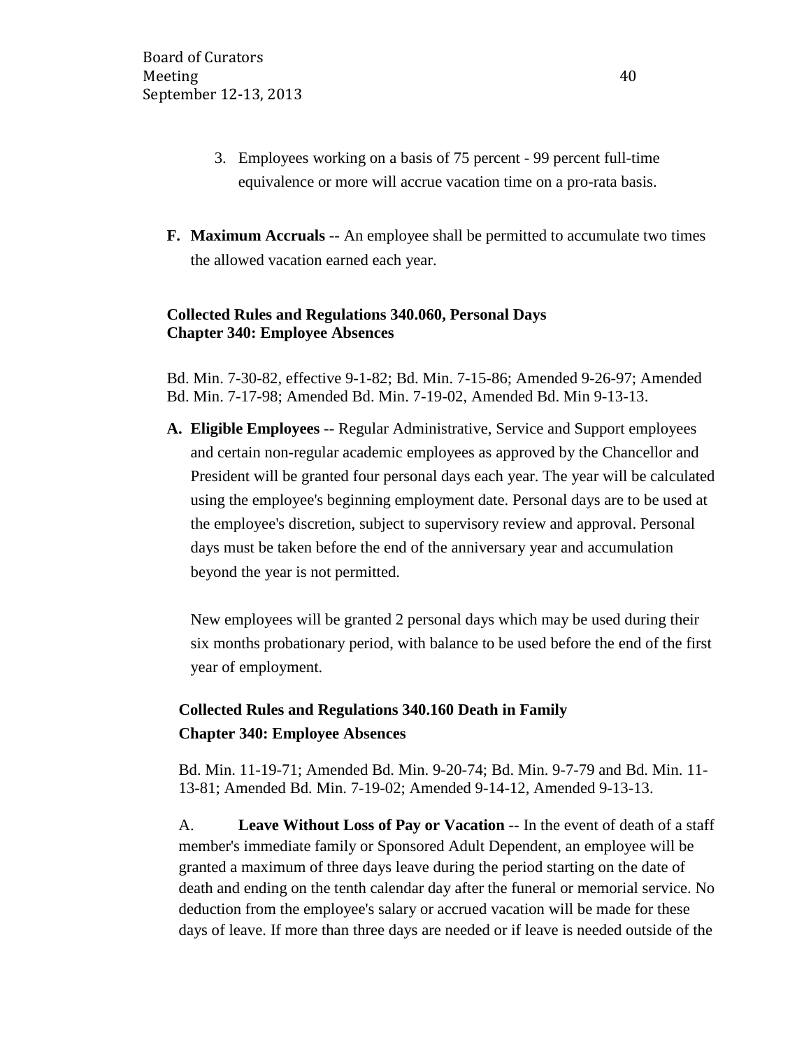3. Employees working on a basis of 75 percent - 99 percent full-time equivalence or more will accrue vacation time on a pro-rata basis.

**F. Maximum Accruals** -- An employee shall be permitted to accumulate two times the allowed vacation earned each year.

**Collected Rules and Regulations 340.060, Personal Days**
**Chapter 340: Employee Absences**

Bd. Min. 7-30-82, effective 9-1-82; Bd. Min. 7-15-86; Amended 9-26-97; Amended Bd. Min. 7-17-98; Amended Bd. Min. 7-19-02, Amended Bd. Min 9-13-13.

**A. Eligible Employees** -- Regular Administrative, Service and Support employees and certain non-regular academic employees as approved by the Chancellor and President will be granted four personal days each year. The year will be calculated using the employee's beginning employment date. Personal days are to be used at the employee's discretion, subject to supervisory review and approval. Personal days must be taken before the end of the anniversary year and accumulation beyond the year is not permitted.

New employees will be granted 2 personal days which may be used during their six months probationary period, with balance to be used before the end of the first year of employment.

**Collected Rules and Regulations 340.160 Death in Family**
**Chapter 340: Employee Absences**

Bd. Min. 11-19-71; Amended Bd. Min. 9-20-74; Bd. Min. 9-7-79 and Bd. Min. 11-13-81; Amended Bd. Min. 7-19-02; Amended 9-14-12, Amended 9-13-13.

A. **Leave Without Loss of Pay or Vacation** -- In the event of death of a staff member's immediate family or Sponsored Adult Dependent, an employee will be granted a maximum of three days leave during the period starting on the date of death and ending on the tenth calendar day after the funeral or memorial service. No deduction from the employee's salary or accrued vacation will be made for these days of leave. If more than three days are needed or if leave is needed outside of the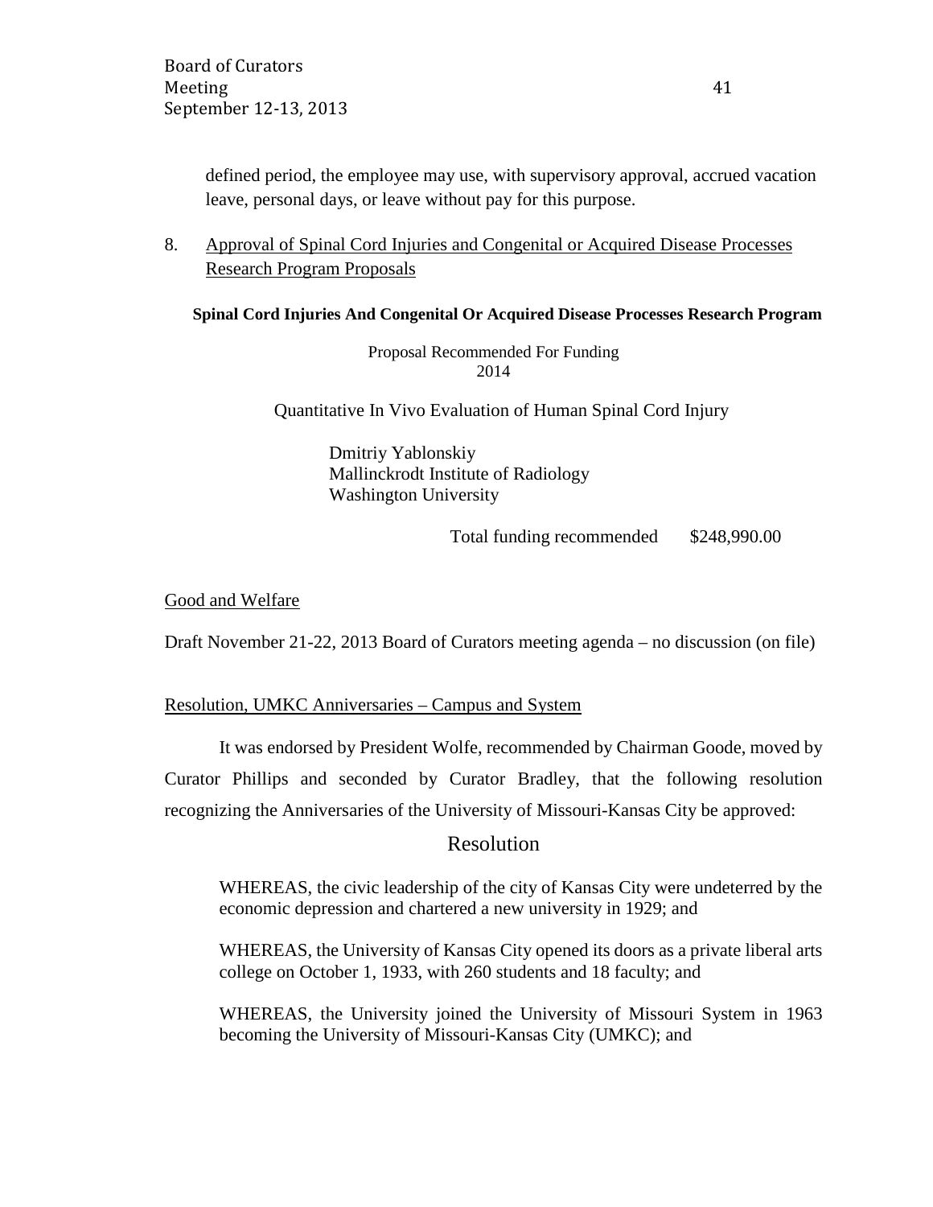defined period, the employee may use, with supervisory approval, accrued vacation leave, personal days, or leave without pay for this purpose.

8. Approval of Spinal Cord Injuries and Congenital or Acquired Disease Processes Research Program Proposals

**Spinal Cord Injuries And Congenital Or Acquired Disease Processes Research Program**

Proposal Recommended For Funding
2014

Quantitative In Vivo Evaluation of Human Spinal Cord Injury

Dmitriy Yablonskiy
Mallinckrodt Institute of Radiology
Washington University

Total funding recommended $248,990.00

Good and Welfare

Draft November 21-22, 2013 Board of Curators meeting agenda – no discussion (on file)

Resolution, UMKC Anniversaries – Campus and System

It was endorsed by President Wolfe, recommended by Chairman Goode, moved by Curator Phillips and seconded by Curator Bradley, that the following resolution recognizing the Anniversaries of the University of Missouri-Kansas City be approved:

## Resolution

WHEREAS, the civic leadership of the city of Kansas City were undeterred by the economic depression and chartered a new university in 1929; and

WHEREAS, the University of Kansas City opened its doors as a private liberal arts college on October 1, 1933, with 260 students and 18 faculty; and

WHEREAS, the University joined the University of Missouri System in 1963 becoming the University of Missouri-Kansas City (UMKC); and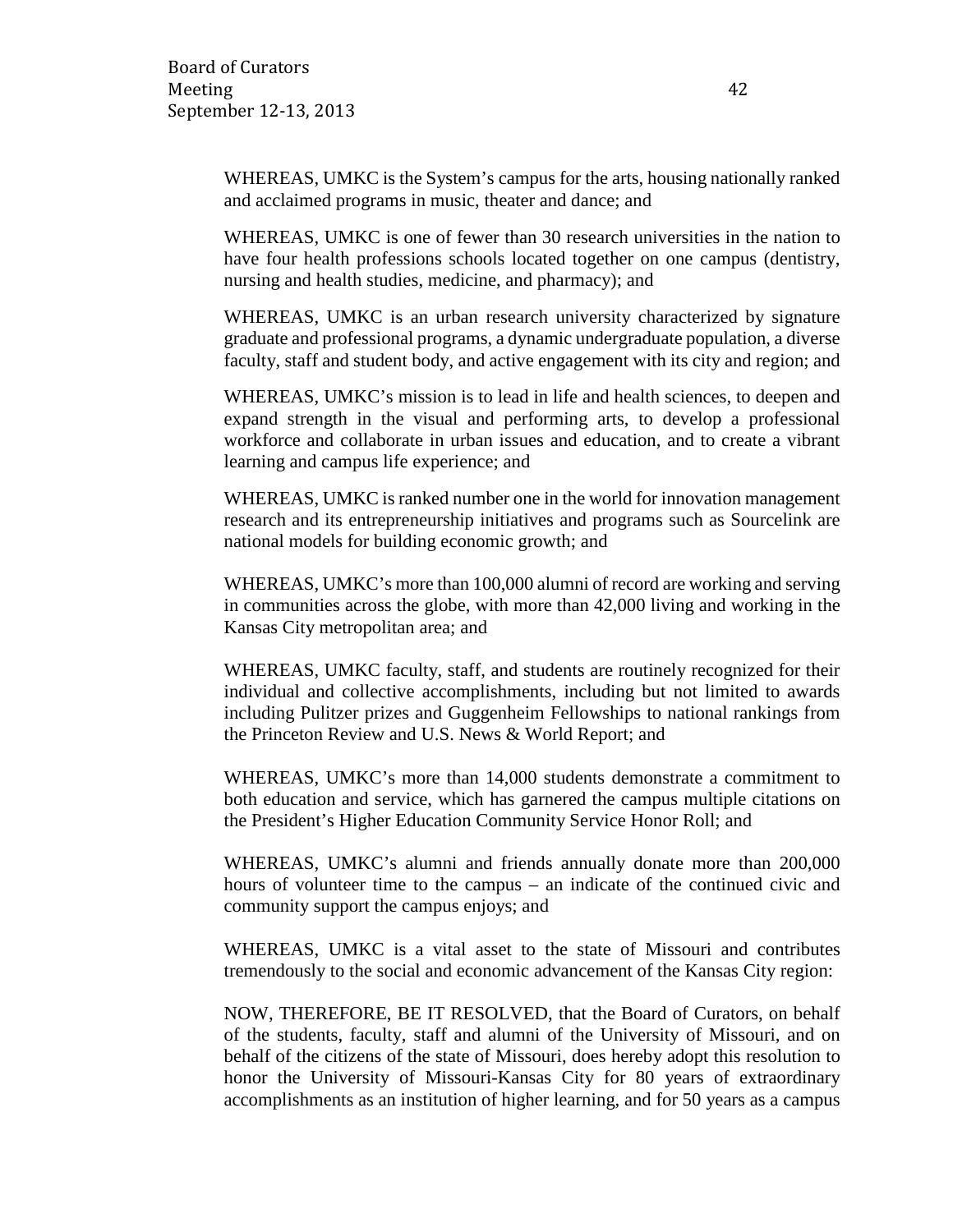WHEREAS, UMKC is the System's campus for the arts, housing nationally ranked and acclaimed programs in music, theater and dance; and

WHEREAS, UMKC is one of fewer than 30 research universities in the nation to have four health professions schools located together on one campus (dentistry, nursing and health studies, medicine, and pharmacy); and

WHEREAS, UMKC is an urban research university characterized by signature graduate and professional programs, a dynamic undergraduate population, a diverse faculty, staff and student body, and active engagement with its city and region; and

WHEREAS, UMKC's mission is to lead in life and health sciences, to deepen and expand strength in the visual and performing arts, to develop a professional workforce and collaborate in urban issues and education, and to create a vibrant learning and campus life experience; and

WHEREAS, UMKC is ranked number one in the world for innovation management research and its entrepreneurship initiatives and programs such as Sourcelink are national models for building economic growth; and

WHEREAS, UMKC's more than 100,000 alumni of record are working and serving in communities across the globe, with more than 42,000 living and working in the Kansas City metropolitan area; and

WHEREAS, UMKC faculty, staff, and students are routinely recognized for their individual and collective accomplishments, including but not limited to awards including Pulitzer prizes and Guggenheim Fellowships to national rankings from the Princeton Review and U.S. News & World Report; and

WHEREAS, UMKC's more than 14,000 students demonstrate a commitment to both education and service, which has garnered the campus multiple citations on the President's Higher Education Community Service Honor Roll; and

WHEREAS, UMKC's alumni and friends annually donate more than 200,000 hours of volunteer time to the campus – an indicate of the continued civic and community support the campus enjoys; and

WHEREAS, UMKC is a vital asset to the state of Missouri and contributes tremendously to the social and economic advancement of the Kansas City region:

NOW, THEREFORE, BE IT RESOLVED, that the Board of Curators, on behalf of the students, faculty, staff and alumni of the University of Missouri, and on behalf of the citizens of the state of Missouri, does hereby adopt this resolution to honor the University of Missouri-Kansas City for 80 years of extraordinary accomplishments as an institution of higher learning, and for 50 years as a campus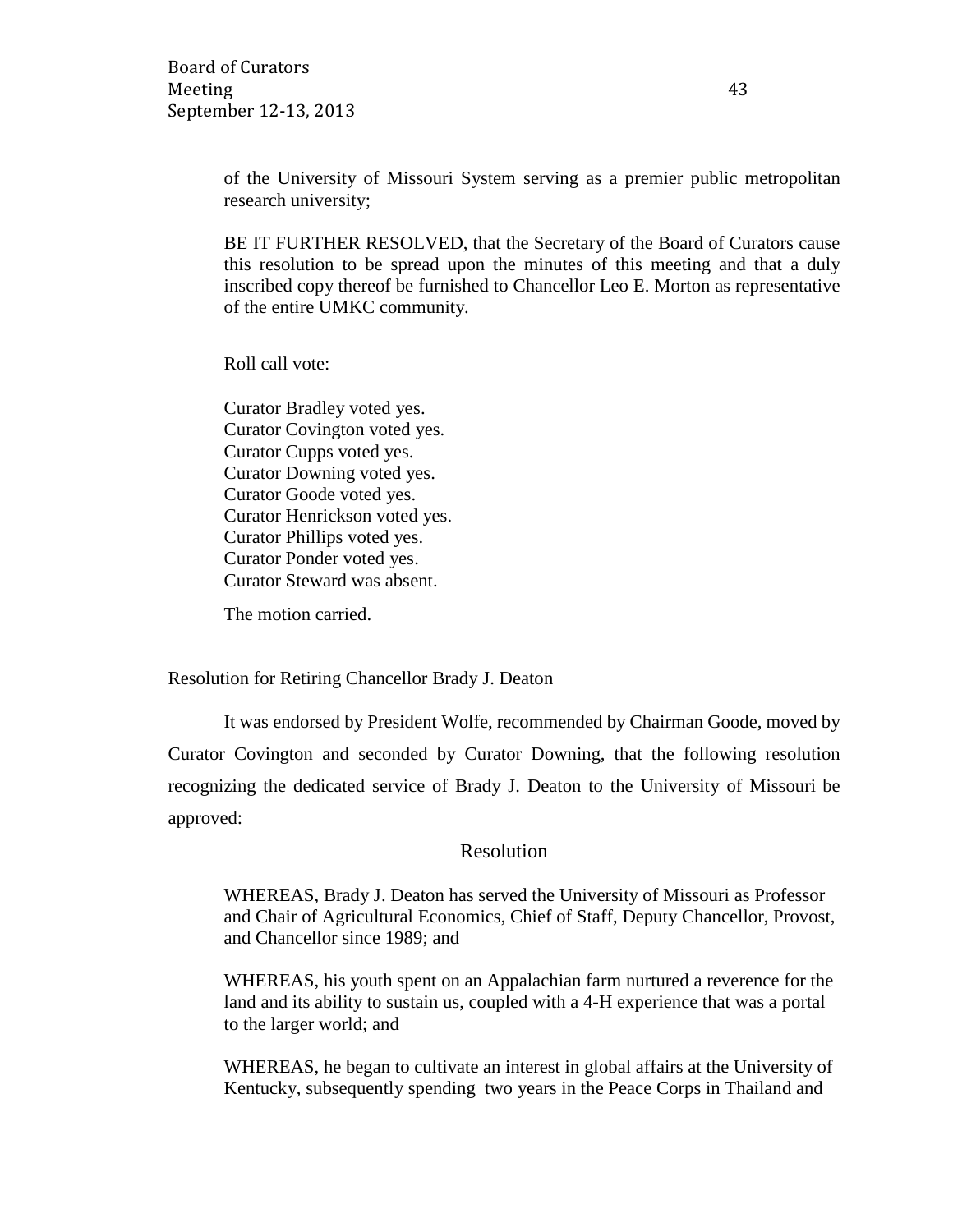of the University of Missouri System serving as a premier public metropolitan research university;

BE IT FURTHER RESOLVED, that the Secretary of the Board of Curators cause this resolution to be spread upon the minutes of this meeting and that a duly inscribed copy thereof be furnished to Chancellor Leo E. Morton as representative of the entire UMKC community.

Roll call vote:

Curator Bradley voted yes.
Curator Covington voted yes.
Curator Cupps voted yes.
Curator Downing voted yes.
Curator Goode voted yes.
Curator Henrickson voted yes.
Curator Phillips voted yes.
Curator Ponder voted yes.
Curator Steward was absent.

The motion carried.

Resolution for Retiring Chancellor Brady J. Deaton

It was endorsed by President Wolfe, recommended by Chairman Goode, moved by Curator Covington and seconded by Curator Downing, that the following resolution recognizing the dedicated service of Brady J. Deaton to the University of Missouri be approved:

Resolution

WHEREAS, Brady J. Deaton has served the University of Missouri as Professor and Chair of Agricultural Economics, Chief of Staff, Deputy Chancellor, Provost, and Chancellor since 1989; and

WHEREAS, his youth spent on an Appalachian farm nurtured a reverence for the land and its ability to sustain us, coupled with a 4-H experience that was a portal to the larger world; and

WHEREAS, he began to cultivate an interest in global affairs at the University of Kentucky, subsequently spending two years in the Peace Corps in Thailand and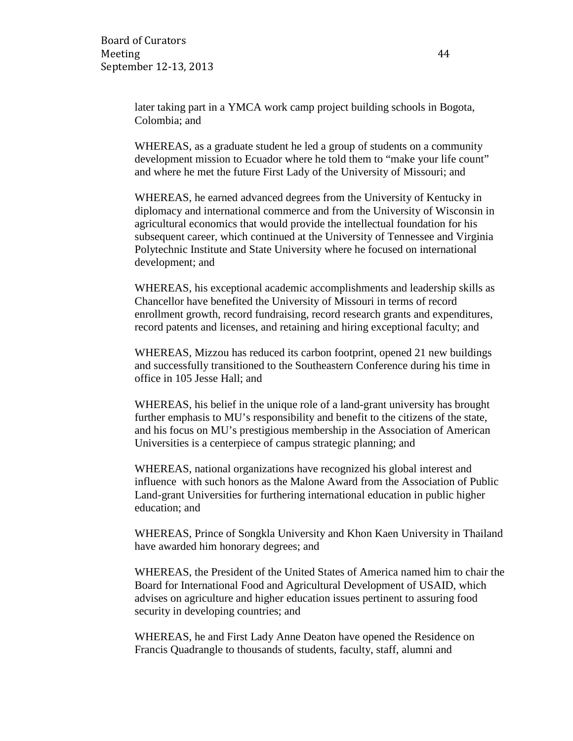later taking part in a YMCA work camp project building schools in Bogota, Colombia; and

WHEREAS, as a graduate student he led a group of students on a community development mission to Ecuador where he told them to "make your life count" and where he met the future First Lady of the University of Missouri; and

WHEREAS, he earned advanced degrees from the University of Kentucky in diplomacy and international commerce and from the University of Wisconsin in agricultural economics that would provide the intellectual foundation for his subsequent career, which continued at the University of Tennessee and Virginia Polytechnic Institute and State University where he focused on international development; and

WHEREAS, his exceptional academic accomplishments and leadership skills as Chancellor have benefited the University of Missouri in terms of record enrollment growth, record fundraising, record research grants and expenditures, record patents and licenses, and retaining and hiring exceptional faculty; and

WHEREAS, Mizzou has reduced its carbon footprint, opened 21 new buildings and successfully transitioned to the Southeastern Conference during his time in office in 105 Jesse Hall; and

WHEREAS, his belief in the unique role of a land-grant university has brought further emphasis to MU's responsibility and benefit to the citizens of the state, and his focus on MU's prestigious membership in the Association of American Universities is a centerpiece of campus strategic planning; and

WHEREAS, national organizations have recognized his global interest and influence with such honors as the Malone Award from the Association of Public Land-grant Universities for furthering international education in public higher education; and

WHEREAS, Prince of Songkla University and Khon Kaen University in Thailand have awarded him honorary degrees; and

WHEREAS, the President of the United States of America named him to chair the Board for International Food and Agricultural Development of USAID, which advises on agriculture and higher education issues pertinent to assuring food security in developing countries; and

WHEREAS, he and First Lady Anne Deaton have opened the Residence on Francis Quadrangle to thousands of students, faculty, staff, alumni and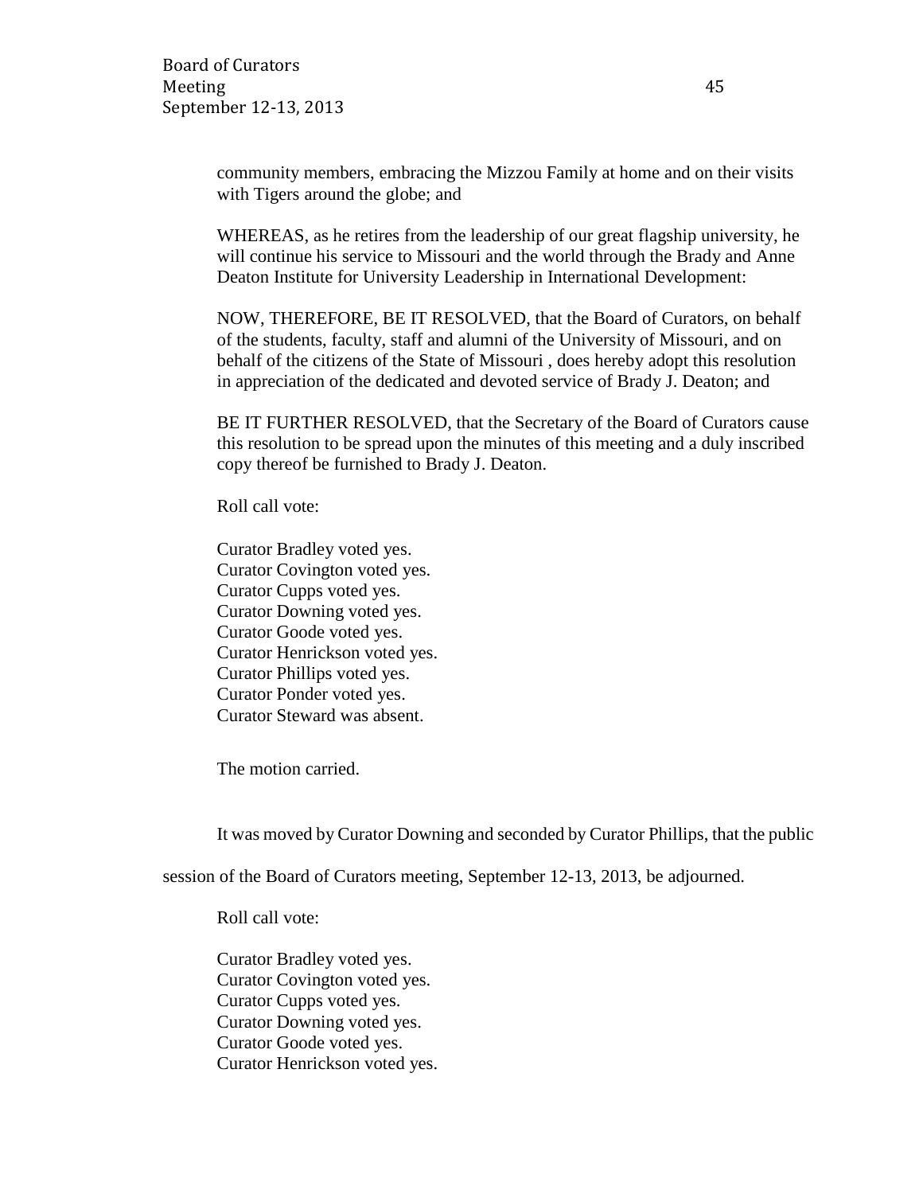community members, embracing the Mizzou Family at home and on their visits with Tigers around the globe; and

WHEREAS, as he retires from the leadership of our great flagship university, he will continue his service to Missouri and the world through the Brady and Anne Deaton Institute for University Leadership in International Development:

NOW, THEREFORE, BE IT RESOLVED, that the Board of Curators, on behalf of the students, faculty, staff and alumni of the University of Missouri, and on behalf of the citizens of the State of Missouri , does hereby adopt this resolution in appreciation of the dedicated and devoted service of Brady J. Deaton; and

BE IT FURTHER RESOLVED, that the Secretary of the Board of Curators cause this resolution to be spread upon the minutes of this meeting and a duly inscribed copy thereof be furnished to Brady J. Deaton.

Roll call vote:

Curator Bradley voted yes.
Curator Covington voted yes.
Curator Cupps voted yes.
Curator Downing voted yes.
Curator Goode voted yes.
Curator Henrickson voted yes.
Curator Phillips voted yes.
Curator Ponder voted yes.
Curator Steward was absent.

The motion carried.

It was moved by Curator Downing and seconded by Curator Phillips, that the public session of the Board of Curators meeting, September 12-13, 2013, be adjourned.

Roll call vote:

Curator Bradley voted yes.
Curator Covington voted yes.
Curator Cupps voted yes.
Curator Downing voted yes.
Curator Goode voted yes.
Curator Henrickson voted yes.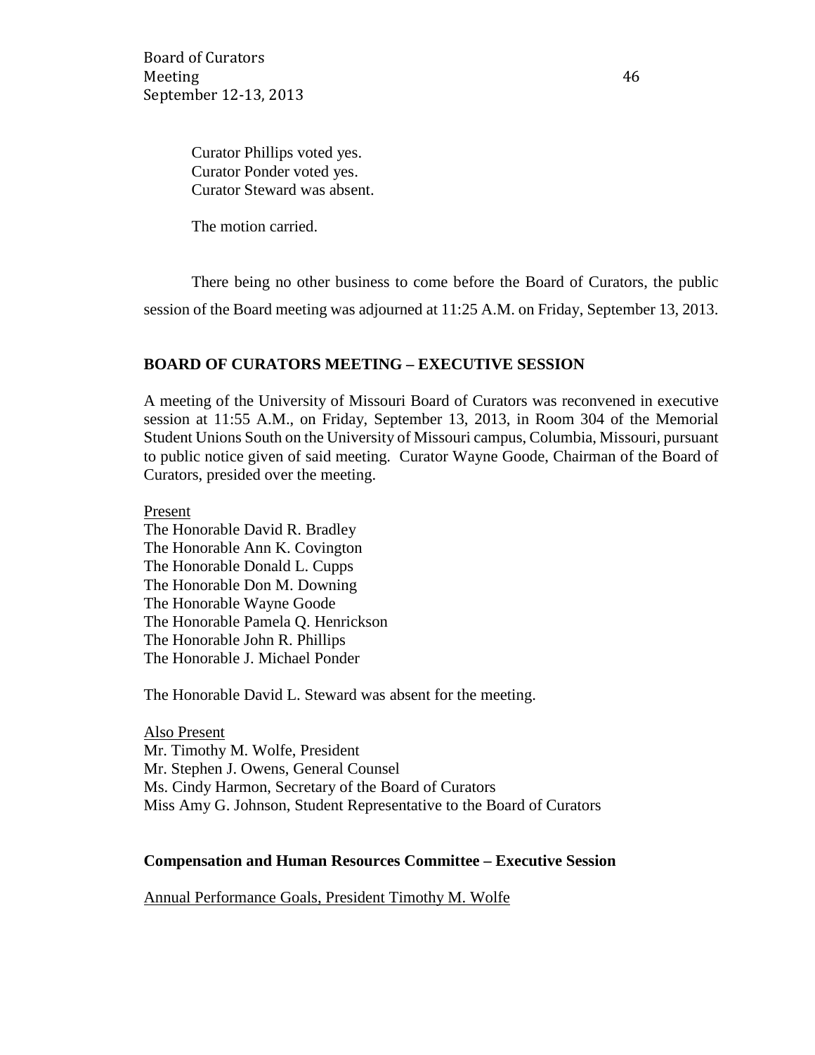Curator Phillips voted yes.
Curator Ponder voted yes.
Curator Steward was absent.

The motion carried.

There being no other business to come before the Board of Curators, the public session of the Board meeting was adjourned at 11:25 A.M. on Friday, September 13, 2013.

## BOARD OF CURATORS MEETING – EXECUTIVE SESSION

A meeting of the University of Missouri Board of Curators was reconvened in executive session at 11:55 A.M., on Friday, September 13, 2013, in Room 304 of the Memorial Student Unions South on the University of Missouri campus, Columbia, Missouri, pursuant to public notice given of said meeting. Curator Wayne Goode, Chairman of the Board of Curators, presided over the meeting.

Present
The Honorable David R. Bradley
The Honorable Ann K. Covington
The Honorable Donald L. Cupps
The Honorable Don M. Downing
The Honorable Wayne Goode
The Honorable Pamela Q. Henrickson
The Honorable John R. Phillips
The Honorable J. Michael Ponder

The Honorable David L. Steward was absent for the meeting.

Also Present
Mr. Timothy M. Wolfe, President
Mr. Stephen J. Owens, General Counsel
Ms. Cindy Harmon, Secretary of the Board of Curators
Miss Amy G. Johnson, Student Representative to the Board of Curators

### Compensation and Human Resources Committee – Executive Session

Annual Performance Goals, President Timothy M. Wolfe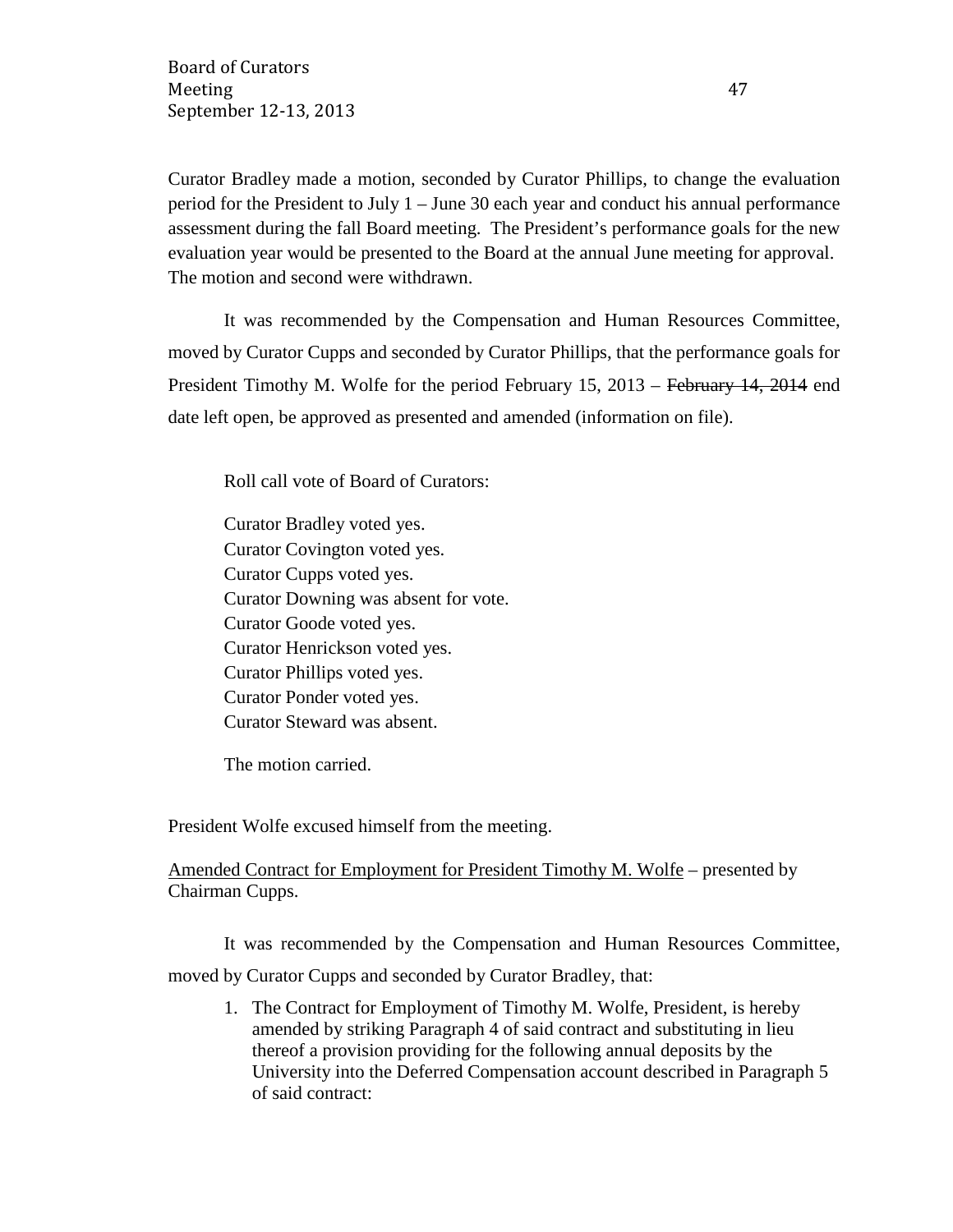Curator Bradley made a motion, seconded by Curator Phillips, to change the evaluation period for the President to July 1 – June 30 each year and conduct his annual performance assessment during the fall Board meeting. The President's performance goals for the new evaluation year would be presented to the Board at the annual June meeting for approval. The motion and second were withdrawn.

It was recommended by the Compensation and Human Resources Committee, moved by Curator Cupps and seconded by Curator Phillips, that the performance goals for President Timothy M. Wolfe for the period February 15, 2013 – ~~February 14, 2014~~ end date left open, be approved as presented and amended (information on file).

Roll call vote of Board of Curators:

Curator Bradley voted yes.
Curator Covington voted yes.
Curator Cupps voted yes.
Curator Downing was absent for vote.
Curator Goode voted yes.
Curator Henrickson voted yes.
Curator Phillips voted yes.
Curator Ponder voted yes.
Curator Steward was absent.

The motion carried.

President Wolfe excused himself from the meeting.

<u>Amended Contract for Employment for President Timothy M. Wolfe</u> – presented by Chairman Cupps.

It was recommended by the Compensation and Human Resources Committee, moved by Curator Cupps and seconded by Curator Bradley, that:

1. The Contract for Employment of Timothy M. Wolfe, President, is hereby amended by striking Paragraph 4 of said contract and substituting in lieu thereof a provision providing for the following annual deposits by the University into the Deferred Compensation account described in Paragraph 5 of said contract: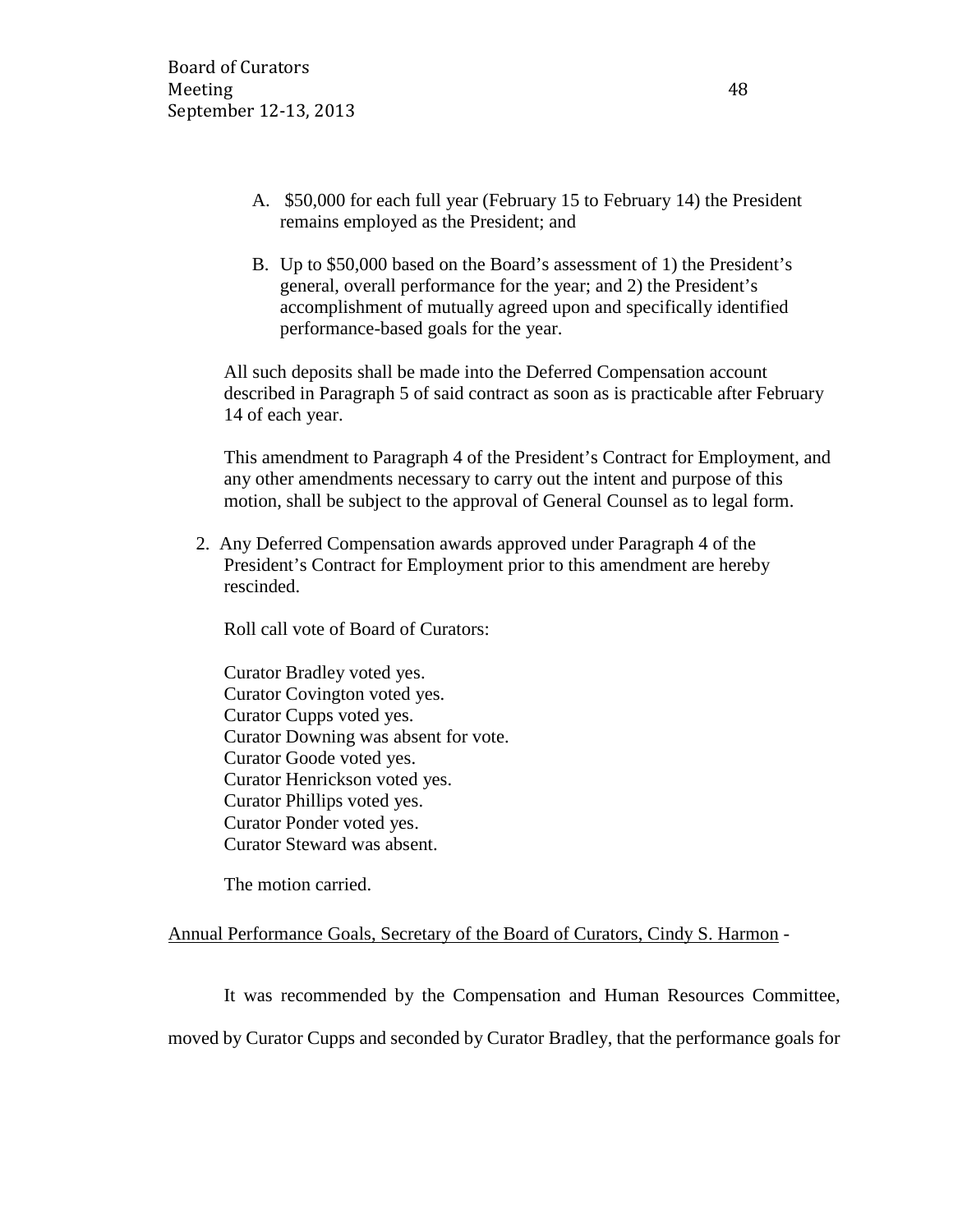A. $50,000 for each full year (February 15 to February 14) the President remains employed as the President; and

B. Up to $50,000 based on the Board's assessment of 1) the President's general, overall performance for the year; and 2) the President's accomplishment of mutually agreed upon and specifically identified performance-based goals for the year.

All such deposits shall be made into the Deferred Compensation account described in Paragraph 5 of said contract as soon as is practicable after February 14 of each year.

This amendment to Paragraph 4 of the President's Contract for Employment, and any other amendments necessary to carry out the intent and purpose of this motion, shall be subject to the approval of General Counsel as to legal form.

2. Any Deferred Compensation awards approved under Paragraph 4 of the President's Contract for Employment prior to this amendment are hereby rescinded.

Roll call vote of Board of Curators:

Curator Bradley voted yes.
Curator Covington voted yes.
Curator Cupps voted yes.
Curator Downing was absent for vote.
Curator Goode voted yes.
Curator Henrickson voted yes.
Curator Phillips voted yes.
Curator Ponder voted yes.
Curator Steward was absent.

The motion carried.

<u>Annual Performance Goals, Secretary of the Board of Curators, Cindy S. Harmon</u> -

It was recommended by the Compensation and Human Resources Committee, moved by Curator Cupps and seconded by Curator Bradley, that the performance goals for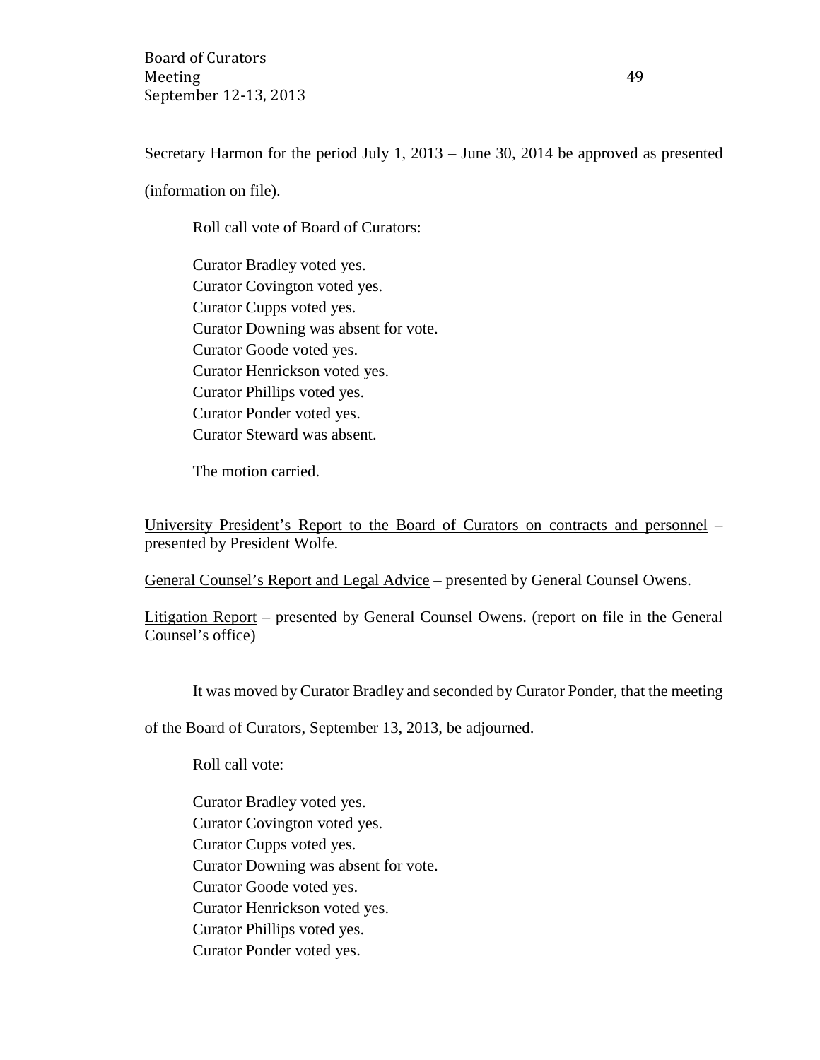Secretary Harmon for the period July 1, 2013 – June 30, 2014 be approved as presented (information on file).

Roll call vote of Board of Curators:

Curator Bradley voted yes.
Curator Covington voted yes.
Curator Cupps voted yes.
Curator Downing was absent for vote.
Curator Goode voted yes.
Curator Henrickson voted yes.
Curator Phillips voted yes.
Curator Ponder voted yes.
Curator Steward was absent.

The motion carried.

<u>University President's Report to the Board of Curators on contracts and personnel</u> – presented by President Wolfe.

<u>General Counsel's Report and Legal Advice</u> – presented by General Counsel Owens.

<u>Litigation Report</u> – presented by General Counsel Owens. (report on file in the General Counsel's office)

It was moved by Curator Bradley and seconded by Curator Ponder, that the meeting of the Board of Curators, September 13, 2013, be adjourned.

Roll call vote:

Curator Bradley voted yes.
Curator Covington voted yes.
Curator Cupps voted yes.
Curator Downing was absent for vote.
Curator Goode voted yes.
Curator Henrickson voted yes.
Curator Phillips voted yes.
Curator Ponder voted yes.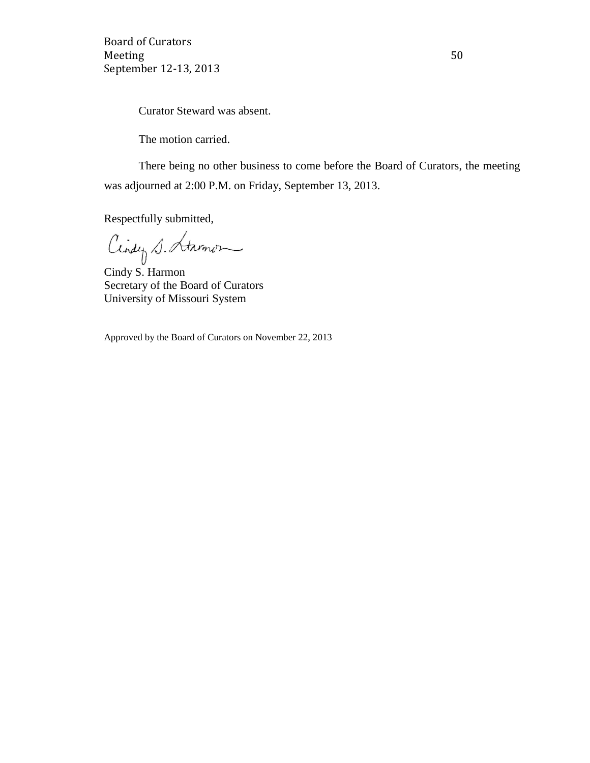Curator Steward was absent.

The motion carried.

There being no other business to come before the Board of Curators, the meeting was adjourned at 2:00 P.M. on Friday, September 13, 2013.

Respectfully submitted,

Cindy S. Harmon
Secretary of the Board of Curators
University of Missouri System

Approved by the Board of Curators on November 22, 2013